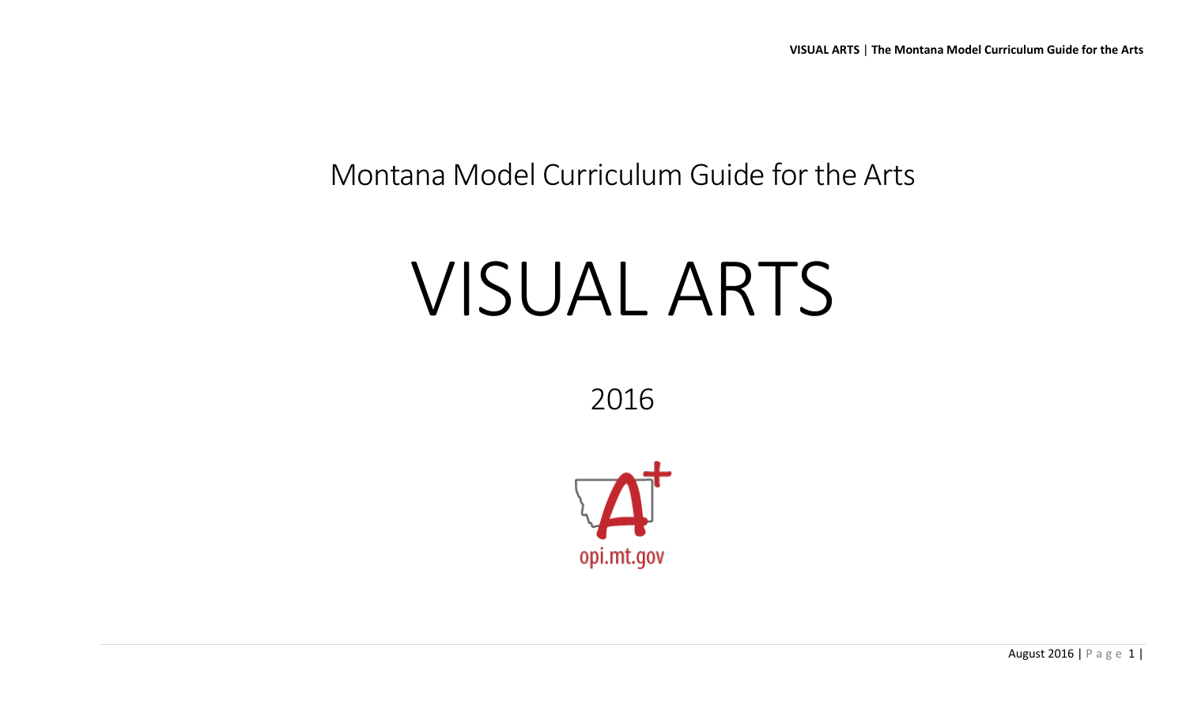Montana Model Curriculum Guide for the Arts

# VISUAL ARTS

2016

opi.mt.gov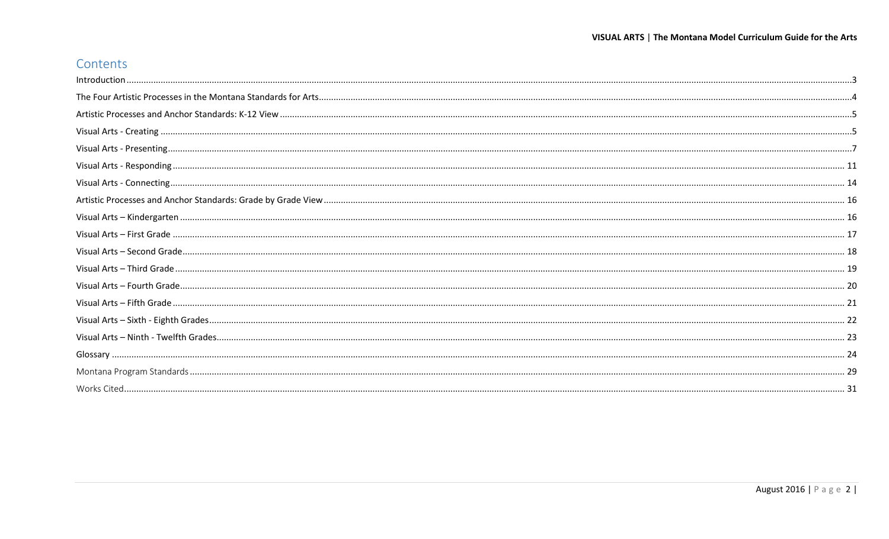# Contents

Introduction ....................................................................................................................................................................................................................................3

The Four Artistic Processes in the Montana Standards for Arts.............................................................................................................................................................4

Artistic Processes and Anchor Standards: K-12 View ............................................................................................................................................................................5

Visual Arts - Creating .....................................................................................................................................................................................................................5

Visual Arts - Presenting...................................................................................................................................................................................................................7

Visual Arts - Responding ...............................................................................................................................................................................................................11

Visual Arts - Connecting................................................................................................................................................................................................................14

Artistic Processes and Anchor Standards: Grade by Grade View ..........................................................................................................................................................16

Visual Arts – Kindergarten ............................................................................................................................................................................................................16

Visual Arts – First Grade ...............................................................................................................................................................................................................17

Visual Arts – Second Grade............................................................................................................................................................................................................18

Visual Arts – Third Grade ..............................................................................................................................................................................................................19

Visual Arts – Fourth Grade.............................................................................................................................................................................................................20

Visual Arts – Fifth Grade ...............................................................................................................................................................................................................21

Visual Arts – Sixth - Eighth Grades..................................................................................................................................................................................................22

Visual Arts – Ninth - Twelfth Grades................................................................................................................................................................................................23

Glossary .......................................................................................................................................................................................................................................24

Montana Program Standards ..........................................................................................................................................................................................................29

Works Cited...................................................................................................................................................................................................................................31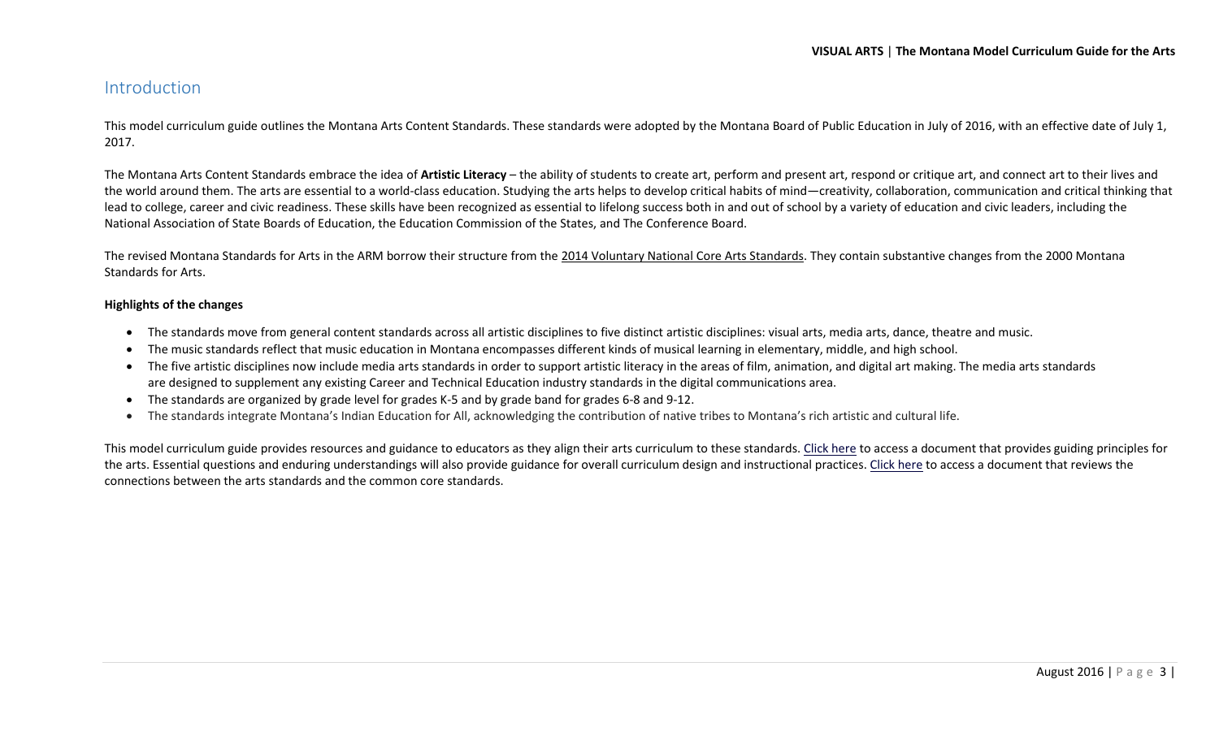## Introduction

This model curriculum guide outlines the Montana Arts Content Standards. These standards were adopted by the Montana Board of Public Education in July of 2016, with an effective date of July 1, 2017.

The Montana Arts Content Standards embrace the idea of **Artistic Literacy** – the ability of students to create art, perform and present art, respond or critique art, and connect art to their lives and the world around them. The arts are essential to a world-class education. Studying the arts helps to develop critical habits of mind—creativity, collaboration, communication and critical thinking that lead to college, career and civic readiness. These skills have been recognized as essential to lifelong success both in and out of school by a variety of education and civic leaders, including the National Association of State Boards of Education, the Education Commission of the States, and The Conference Board.

The revised Montana Standards for Arts in the ARM borrow their structure from the 2014 Voluntary National Core Arts Standards. They contain substantive changes from the 2000 Montana Standards for Arts.

**Highlights of the changes**

- The standards move from general content standards across all artistic disciplines to five distinct artistic disciplines: visual arts, media arts, dance, theatre and music.
- The music standards reflect that music education in Montana encompasses different kinds of musical learning in elementary, middle, and high school.
- The five artistic disciplines now include media arts standards in order to support artistic literacy in the areas of film, animation, and digital art making. The media arts standards are designed to supplement any existing Career and Technical Education industry standards in the digital communications area.
- The standards are organized by grade level for grades K-5 and by grade band for grades 6-8 and 9-12.
- The standards integrate Montana's Indian Education for All, acknowledging the contribution of native tribes to Montana's rich artistic and cultural life.

This model curriculum guide provides resources and guidance to educators as they align their arts curriculum to these standards. Click here to access a document that provides guiding principles for the arts. Essential questions and enduring understandings will also provide guidance for overall curriculum design and instructional practices. Click here to access a document that reviews the connections between the arts standards and the common core standards.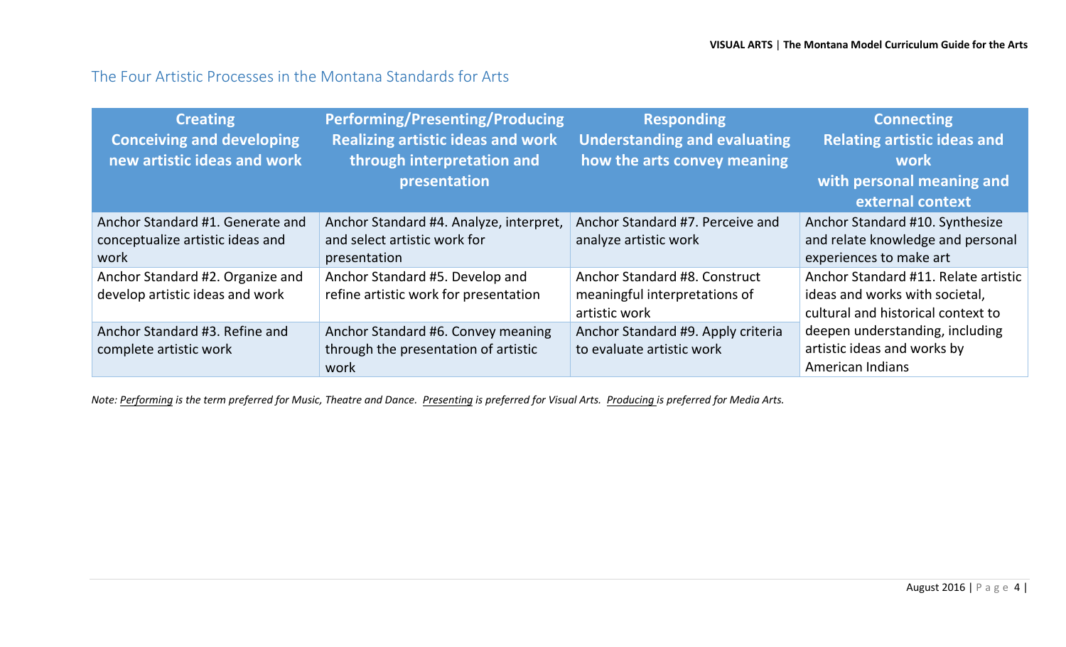## The Four Artistic Processes in the Montana Standards for Arts

| **Creating**<br>**Conceiving and developing new artistic ideas and work** | **Performing/Presenting/Producing**<br>**Realizing artistic ideas and work through interpretation and presentation** | **Responding**<br>**Understanding and evaluating how the arts convey meaning** | **Connecting**<br>**Relating artistic ideas and work with personal meaning and external context** |
|---|---|---|---|
| Anchor Standard #1. Generate and conceptualize artistic ideas and work | Anchor Standard #4. Analyze, interpret, and select artistic work for presentation | Anchor Standard #7. Perceive and analyze artistic work | Anchor Standard #10. Synthesize and relate knowledge and personal experiences to make art |
| Anchor Standard #2. Organize and develop artistic ideas and work | Anchor Standard #5. Develop and refine artistic work for presentation | Anchor Standard #8. Construct meaningful interpretations of artistic work | Anchor Standard #11. Relate artistic ideas and works with societal, cultural and historical context to deepen understanding, including artistic ideas and works by American Indians |
| Anchor Standard #3. Refine and complete artistic work | Anchor Standard #6. Convey meaning through the presentation of artistic work | Anchor Standard #9. Apply criteria to evaluate artistic work | |

*Note: Performing is the term preferred for Music, Theatre and Dance. Presenting is preferred for Visual Arts. Producing is preferred for Media Arts.*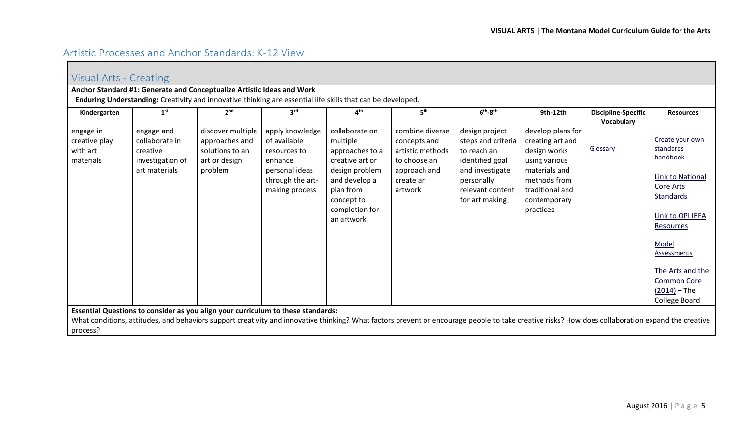## Artistic Processes and Anchor Standards: K-12 View

### Visual Arts - Creating

**Anchor Standard #1: Generate and Conceptualize Artistic Ideas and Work**

**Enduring Understanding:** Creativity and innovative thinking are essential life skills that can be developed.

| Kindergarten | 1st | 2nd | 3rd | 4th | 5th | 6th-8th | 9th-12th | Discipline-Specific Vocabulary | Resources |
|---|---|---|---|---|---|---|---|---|---|
| engage in creative play with art materials | engage and collaborate in creative investigation of art materials | discover multiple approaches and solutions to an art or design problem | apply knowledge of available resources to enhance personal ideas through the art-making process | collaborate on multiple approaches to a creative art or design problem and develop a plan from concept to completion for an artwork | combine diverse concepts and artistic methods to choose an approach and create an artwork | design project steps and criteria to reach an identified goal and investigate personally relevant content for art making | develop plans for creating art and design works using various materials and methods from traditional and contemporary practices | Glossary | Create your own standards handbook<br><br>Link to National Core Arts Standards<br><br>Link to OPI IEFA Resources<br><br>Model Assessments<br><br>The Arts and the Common Core (2014) – The College Board |

**Essential Questions to consider as you align your curriculum to these standards:**

What conditions, attitudes, and behaviors support creativity and innovative thinking? What factors prevent or encourage people to take creative risks? How does collaboration expand the creative process?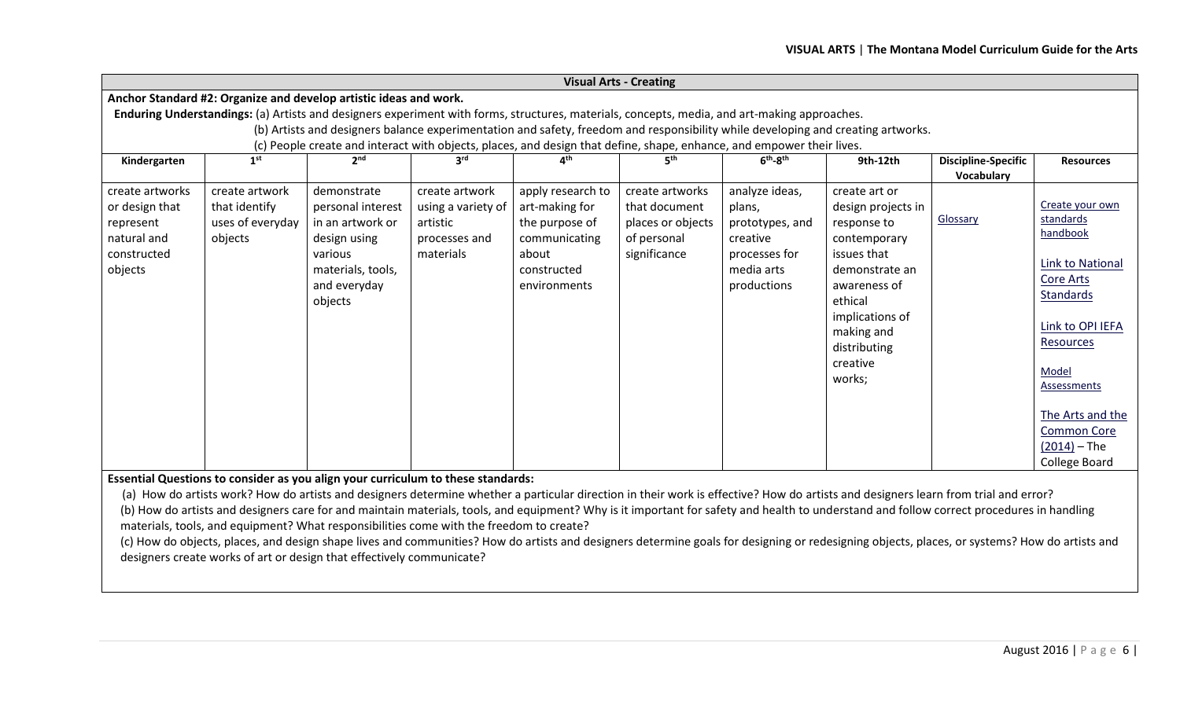## Visual Arts - Creating

**Anchor Standard #2: Organize and develop artistic ideas and work.**

**Enduring Understandings:** (a) Artists and designers experiment with forms, structures, materials, concepts, media, and art-making approaches.

(b) Artists and designers balance experimentation and safety, freedom and responsibility while developing and creating artworks.

(c) People create and interact with objects, places, and design that define, shape, enhance, and empower their lives.

| Kindergarten | 1st | 2nd | 3rd | 4th | 5th | 6th-8th | 9th-12th | Discipline-Specific Vocabulary | Resources |
|---|---|---|---|---|---|---|---|---|---|
| create artworks or design that represent natural and constructed objects | create artwork that identify uses of everyday objects | demonstrate personal interest in an artwork or design using various materials, tools, and everyday objects | create artwork using a variety of artistic processes and materials | apply research to art-making for the purpose of communicating about constructed environments | create artworks that document places or objects of personal significance | analyze ideas, plans, prototypes, and creative processes for media arts productions | create art or design projects in response to contemporary issues that demonstrate an awareness of ethical implications of making and distributing creative works; | Glossary | Create your own standards handbook<br><br>Link to National Core Arts Standards<br><br>Link to OPI IEFA Resources<br><br>Model Assessments<br><br>The Arts and the Common Core (2014) – The College Board |

**Essential Questions to consider as you align your curriculum to these standards:**

(a) How do artists work? How do artists and designers determine whether a particular direction in their work is effective? How do artists and designers learn from trial and error?

(b) How do artists and designers care for and maintain materials, tools, and equipment? Why is it important for safety and health to understand and follow correct procedures in handling materials, tools, and equipment? What responsibilities come with the freedom to create?

(c) How do objects, places, and design shape lives and communities? How do artists and designers determine goals for designing or redesigning objects, places, or systems? How do artists and designers create works of art or design that effectively communicate?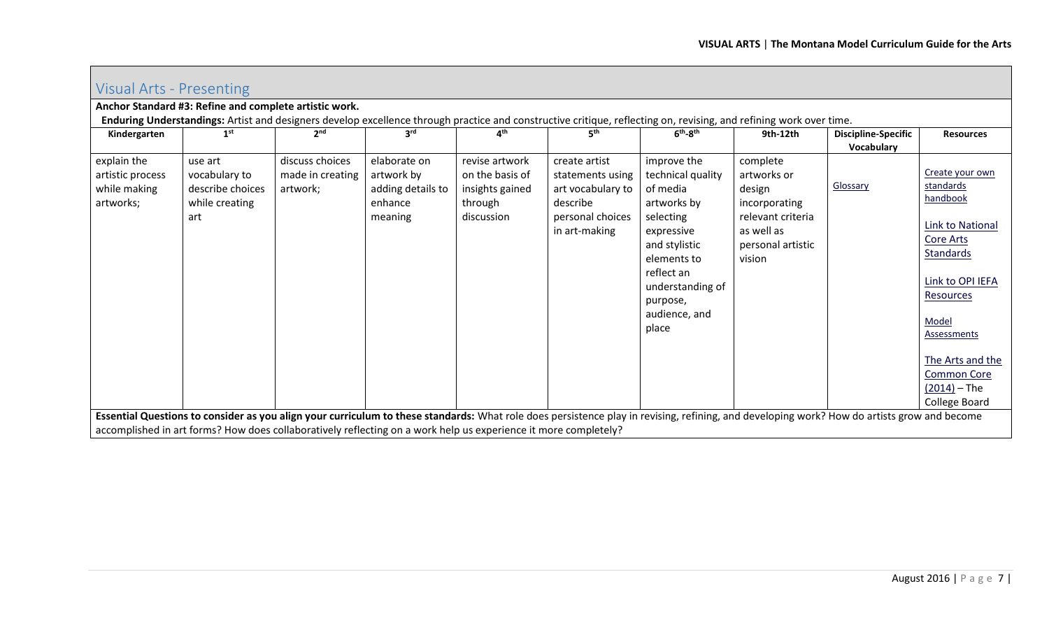## Visual Arts - Presenting

**Anchor Standard #3: Refine and complete artistic work.**

**Enduring Understandings:** Artist and designers develop excellence through practice and constructive critique, reflecting on, revising, and refining work over time.

| Kindergarten | 1st | 2nd | 3rd | 4th | 5th | 6th-8th | 9th-12th | Discipline-Specific Vocabulary | Resources |
|---|---|---|---|---|---|---|---|---|---|
| explain the artistic process while making artworks; | use art vocabulary to describe choices while creating art | discuss choices made in creating artwork; | elaborate on artwork by adding details to enhance meaning | revise artwork on the basis of insights gained through discussion | create artist statements using art vocabulary to describe personal choices in art-making | improve the technical quality of media artworks by selecting expressive and stylistic elements to reflect an understanding of purpose, audience, and place | complete artworks or design incorporating relevant criteria as well as personal artistic vision | Glossary | Create your own standards handbook<br><br>Link to National Core Arts Standards<br><br>Link to OPI IEFA Resources<br><br>Model Assessments<br><br>The Arts and the Common Core (2014) – The College Board |

**Essential Questions to consider as you align your curriculum to these standards:** What role does persistence play in revising, refining, and developing work? How do artists grow and become accomplished in art forms? How does collaboratively reflecting on a work help us experience it more completely?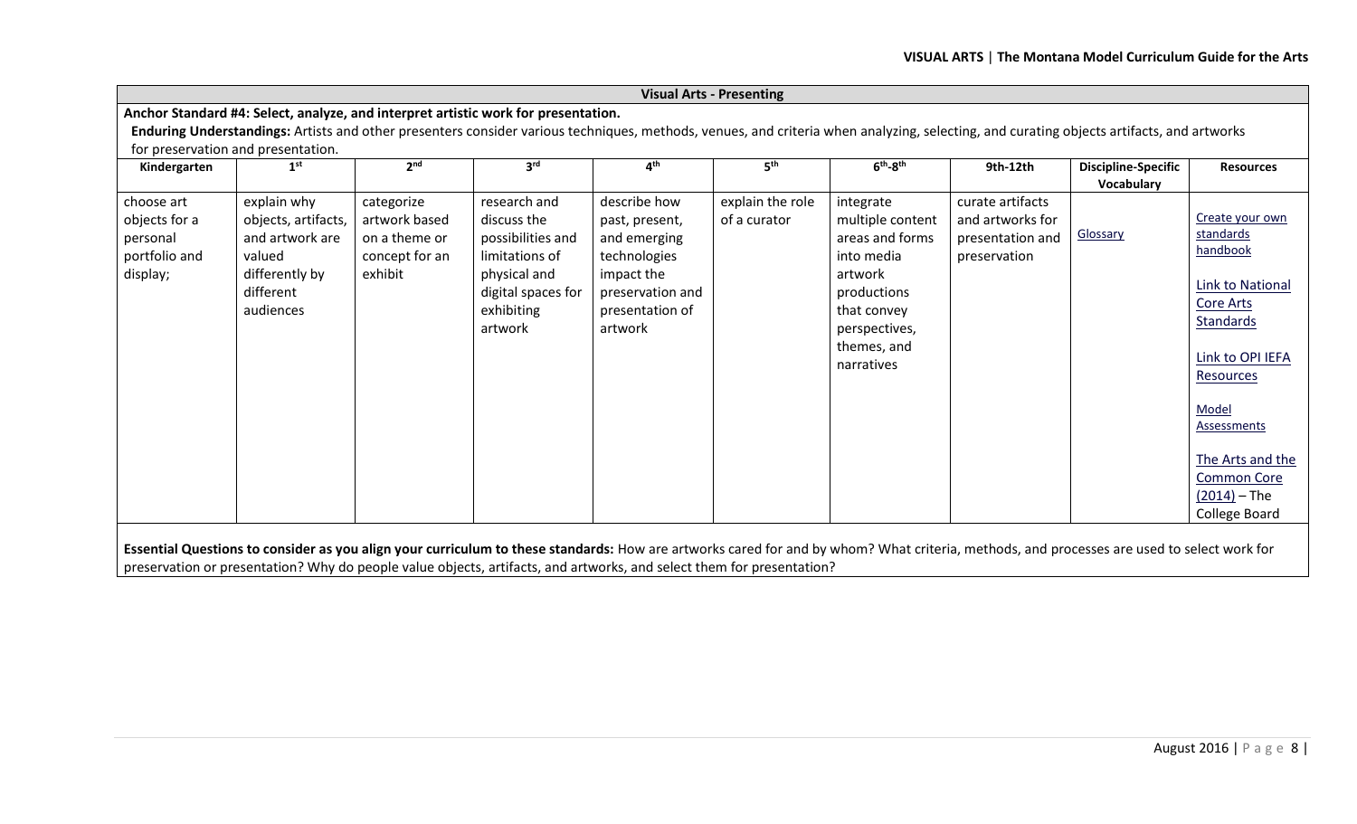## Visual Arts - Presenting

**Anchor Standard #4: Select, analyze, and interpret artistic work for presentation.**

**Enduring Understandings:** Artists and other presenters consider various techniques, methods, venues, and criteria when analyzing, selecting, and curating objects artifacts, and artworks for preservation and presentation.

| Kindergarten | 1st | 2nd | 3rd | 4th | 5th | 6th-8th | 9th-12th | Discipline-Specific Vocabulary | Resources |
|---|---|---|---|---|---|---|---|---|---|
| choose art objects for a personal portfolio and display; | explain why objects, artifacts, and artwork are valued differently by different audiences | categorize artwork based on a theme or concept for an exhibit | research and discuss the possibilities and limitations of physical and digital spaces for exhibiting artwork | describe how past, present, and emerging technologies impact the preservation and presentation of artwork | explain the role of a curator | integrate multiple content areas and forms into media artwork productions that convey perspectives, themes, and narratives | curate artifacts and artworks for presentation and preservation | Glossary | Create your own standards handbook<br><br>Link to National Core Arts Standards<br><br>Link to OPI IEFA Resources<br><br>Model Assessments<br><br>The Arts and the Common Core (2014) – The College Board |

**Essential Questions to consider as you align your curriculum to these standards:** How are artworks cared for and by whom? What criteria, methods, and processes are used to select work for preservation or presentation? Why do people value objects, artifacts, and artworks, and select them for presentation?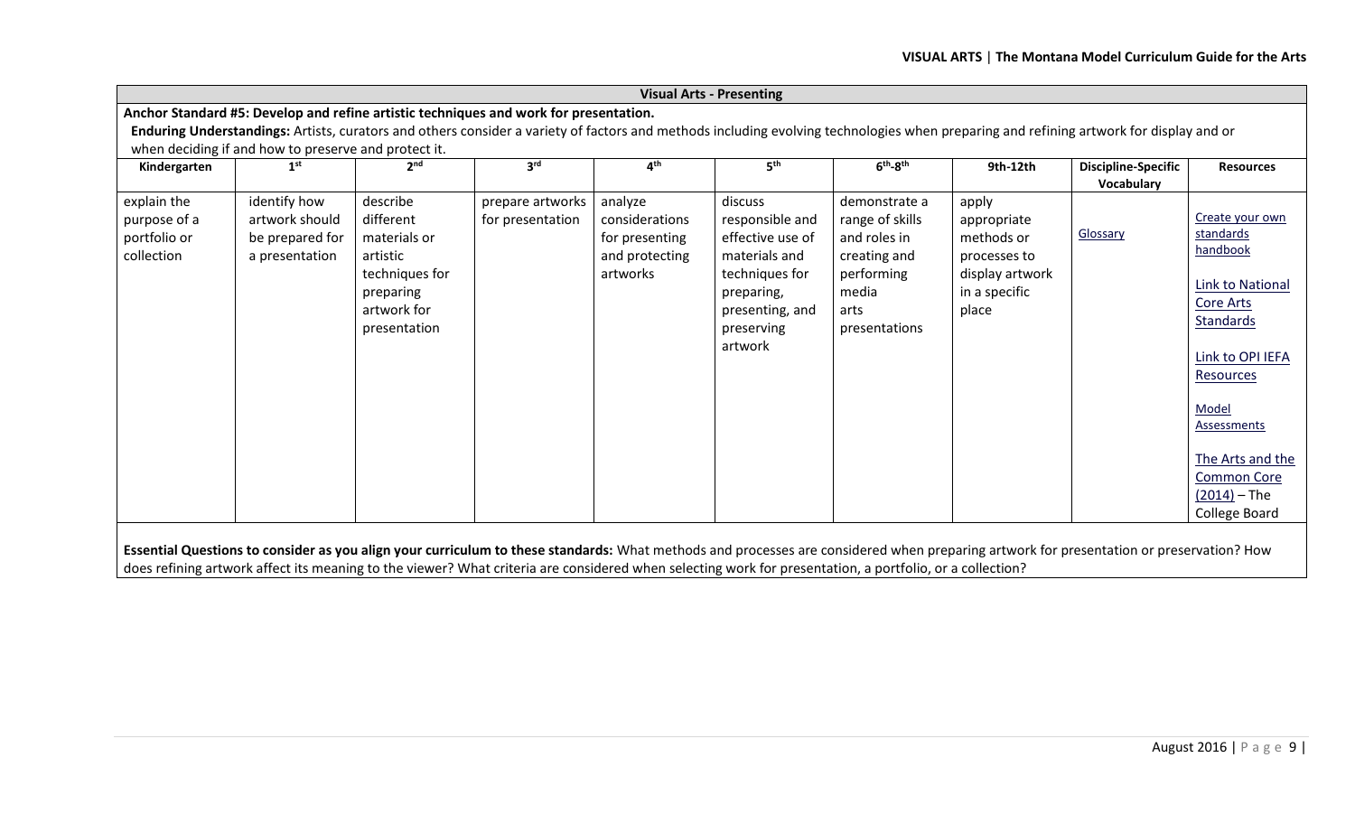## Visual Arts - Presenting

**Anchor Standard #5: Develop and refine artistic techniques and work for presentation.**

**Enduring Understandings:** Artists, curators and others consider a variety of factors and methods including evolving technologies when preparing and refining artwork for display and or when deciding if and how to preserve and protect it.

| Kindergarten | 1st | 2nd | 3rd | 4th | 5th | 6th-8th | 9th-12th | Discipline-Specific Vocabulary | Resources |
|---|---|---|---|---|---|---|---|---|---|
| explain the purpose of a portfolio or collection | identify how artwork should be prepared for a presentation | describe different materials or artistic techniques for preparing artwork for presentation | prepare artworks for presentation | analyze considerations for presenting and protecting artworks | discuss responsible and effective use of materials and techniques for preparing, presenting, and preserving artwork | demonstrate a range of skills and roles in creating and performing media arts presentations | apply appropriate methods or processes to display artwork in a specific place | Glossary | Create your own standards handbook<br><br>Link to National Core Arts Standards<br><br>Link to OPI IEFA Resources<br><br>Model Assessments<br><br>The Arts and the Common Core (2014) – The College Board |

**Essential Questions to consider as you align your curriculum to these standards:** What methods and processes are considered when preparing artwork for presentation or preservation? How does refining artwork affect its meaning to the viewer? What criteria are considered when selecting work for presentation, a portfolio, or a collection?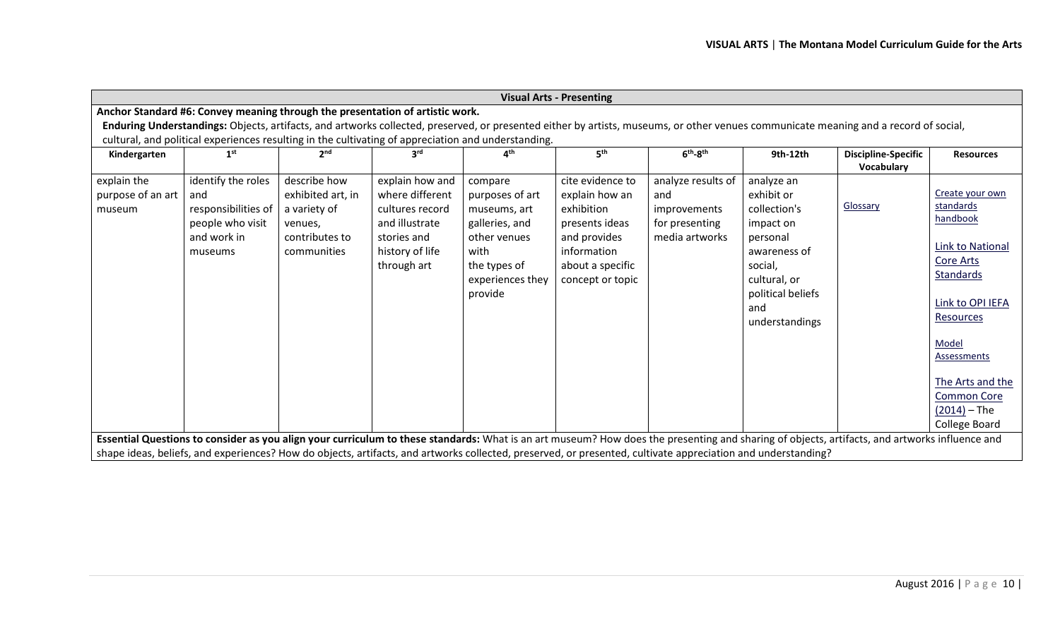| Visual Arts - Presenting | | | | | | | | | |
|---|---|---|---|---|---|---|---|---|---|
| **Anchor Standard #6: Convey meaning through the presentation of artistic work.** | | | | | | | | | |
| **Enduring Understandings:** Objects, artifacts, and artworks collected, preserved, or presented either by artists, museums, or other venues communicate meaning and a record of social, cultural, and political experiences resulting in the cultivating of appreciation and understanding. | | | | | | | | | |
| **Kindergarten** | **1st** | **2nd** | **3rd** | **4th** | **5th** | **6th-8th** | **9th-12th** | **Discipline-Specific Vocabulary** | **Resources** |
| explain the purpose of an art museum | identify the roles and responsibilities of people who visit and work in museums | describe how exhibited art, in a variety of venues, contributes to communities | explain how and where different cultures record and illustrate stories and history of life through art | compare purposes of art museums, art galleries, and other venues with the types of experiences they provide | cite evidence to explain how an exhibition presents ideas and provides information about a specific concept or topic | analyze results of and improvements for presenting media artworks | analyze an exhibit or collection's impact on personal awareness of social, cultural, or political beliefs and understandings | Glossary | Create your own standards handbook<br><br>Link to National Core Arts Standards<br><br>Link to OPI IEFA Resources<br><br>Model Assessments<br><br>The Arts and the Common Core (2014) – The College Board |
| **Essential Questions to consider as you align your curriculum to these standards:** What is an art museum? How does the presenting and sharing of objects, artifacts, and artworks influence and shape ideas, beliefs, and experiences? How do objects, artifacts, and artworks collected, preserved, or presented, cultivate appreciation and understanding? | | | | | | | | | |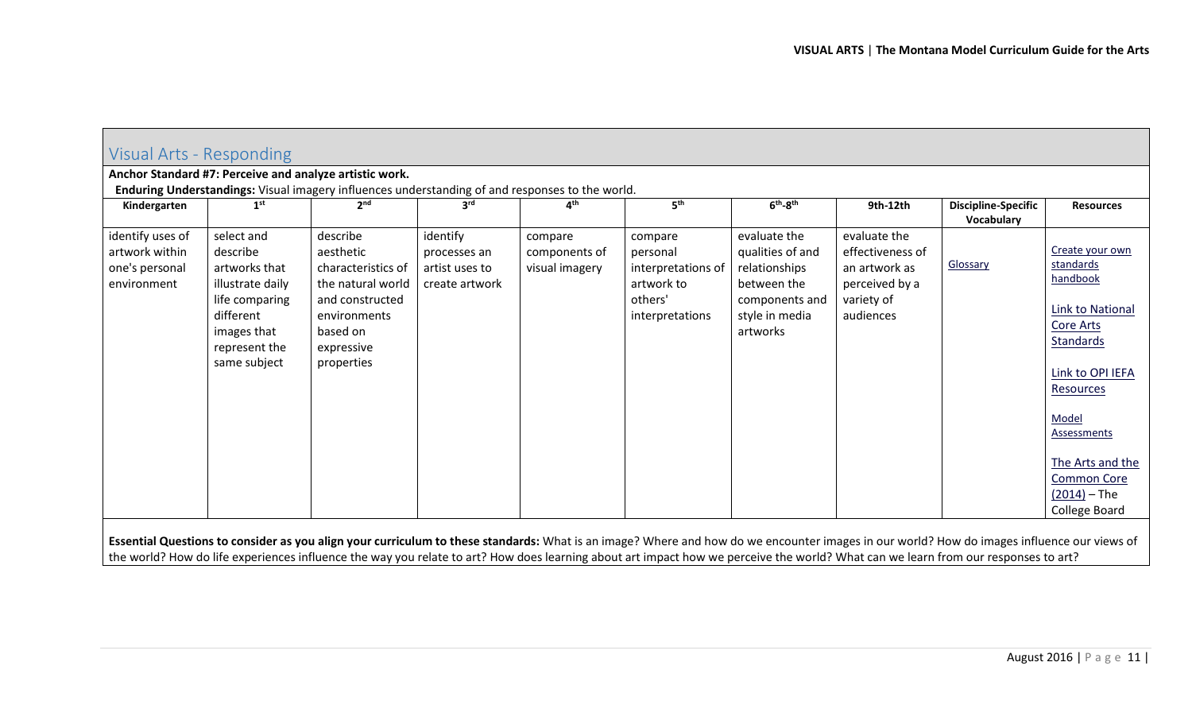## Visual Arts - Responding

**Anchor Standard #7: Perceive and analyze artistic work.**

**Enduring Understandings:** Visual imagery influences understanding of and responses to the world.

| Kindergarten | 1st | 2nd | 3rd | 4th | 5th | 6th-8th | 9th-12th | Discipline-Specific Vocabulary | Resources |
|---|---|---|---|---|---|---|---|---|---|
| identify uses of artwork within one's personal environment | select and describe artworks that illustrate daily life comparing different images that represent the same subject | describe aesthetic characteristics of the natural world and constructed environments based on expressive properties | identify processes an artist uses to create artwork | compare components of visual imagery | compare personal interpretations of artwork to others' interpretations | evaluate the qualities of and relationships between the components and style in media artworks | evaluate the effectiveness of an artwork as perceived by a variety of audiences | Glossary | Create your own standards handbook<br><br>Link to National Core Arts Standards<br><br>Link to OPI IEFA Resources<br><br>Model Assessments<br><br>The Arts and the Common Core (2014) – The College Board |

**Essential Questions to consider as you align your curriculum to these standards:** What is an image? Where and how do we encounter images in our world? How do images influence our views of the world? How do life experiences influence the way you relate to art? How does learning about art impact how we perceive the world? What can we learn from our responses to art?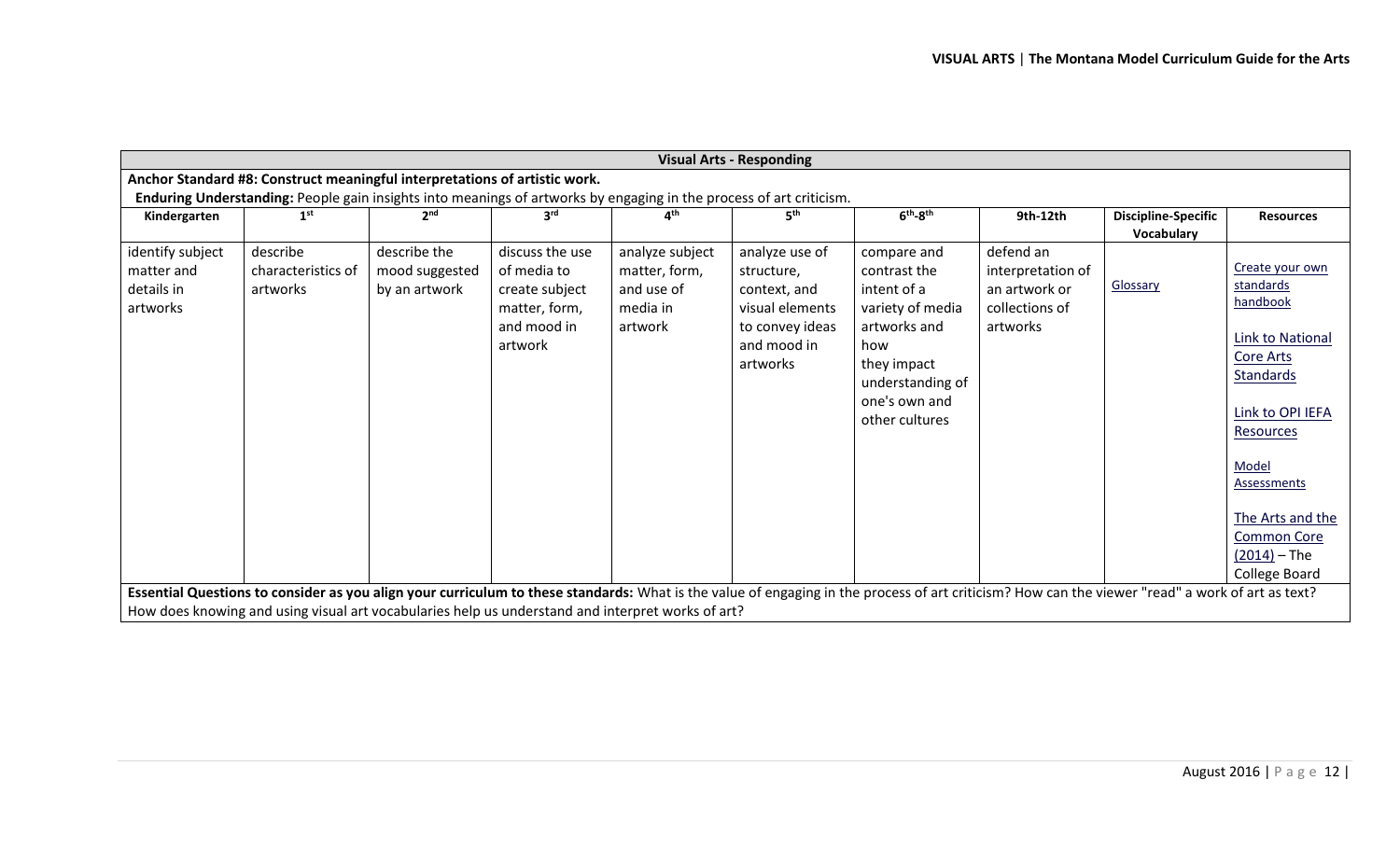| Visual Arts - Responding | | | | | | | | | |
|---|---|---|---|---|---|---|---|---|---|
| **Anchor Standard #8: Construct meaningful interpretations of artistic work.** **Enduring Understanding:** People gain insights into meanings of artworks by engaging in the process of art criticism. | | | | | | | | | |
| **Kindergarten** | **1st** | **2nd** | **3rd** | **4th** | **5th** | **6th-8th** | **9th-12th** | **Discipline-Specific Vocabulary** | **Resources** |
| identify subject matter and details in artworks | describe characteristics of artworks | describe the mood suggested by an artwork | discuss the use of media to create subject matter, form, and mood in artwork | analyze subject matter, form, and use of media in artwork | analyze use of structure, context, and visual elements to convey ideas and mood in artworks | compare and contrast the intent of a variety of media artworks and how they impact understanding of one's own and other cultures | defend an interpretation of an artwork or collections of artworks | Glossary | Create your own standards handbook<br><br>Link to National Core Arts Standards<br><br>Link to OPI IEFA Resources<br><br>Model Assessments<br><br>The Arts and the Common Core (2014) – The College Board |
| **Essential Questions to consider as you align your curriculum to these standards:** What is the value of engaging in the process of art criticism? How can the viewer "read" a work of art as text? How does knowing and using visual art vocabularies help us understand and interpret works of art? | | | | | | | | | |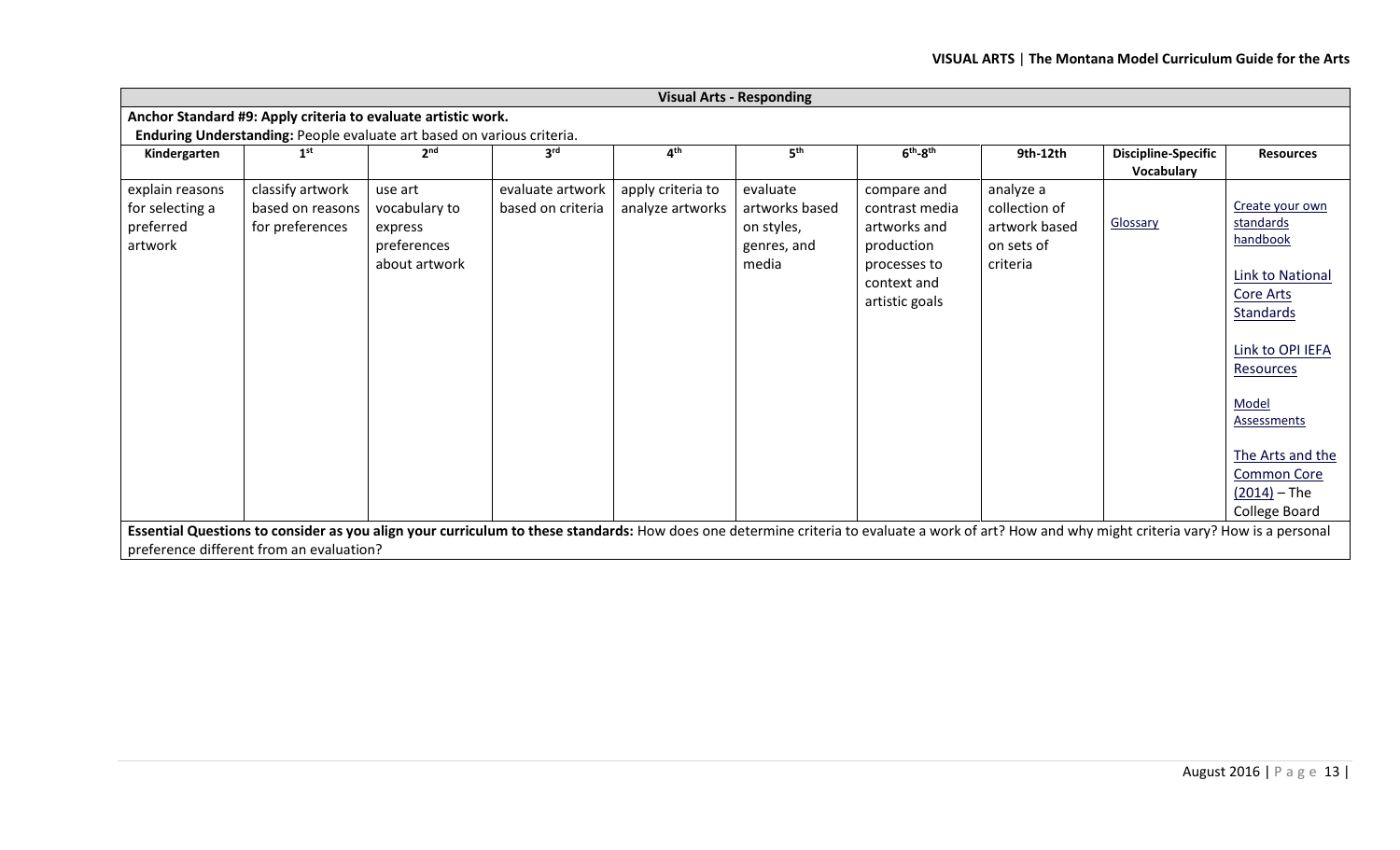| **Visual Arts - Responding** | | | | | | | | | |
|---|---|---|---|---|---|---|---|---|---|
| **Anchor Standard #9: Apply criteria to evaluate artistic work.** | | | | | | | | | |
| **Enduring Understanding:** People evaluate art based on various criteria. | | | | | | | | | |
| **Kindergarten** | **1st** | **2nd** | **3rd** | **4th** | **5th** | **6th-8th** | **9th-12th** | **Discipline-Specific Vocabulary** | **Resources** |
| explain reasons for selecting a preferred artwork | classify artwork based on reasons for preferences | use art vocabulary to express preferences about artwork | evaluate artwork based on criteria | apply criteria to analyze artworks | evaluate artworks based on styles, genres, and media | compare and contrast media artworks and production processes to context and artistic goals | analyze a collection of artwork based on sets of criteria | Glossary | Create your own standards handbook<br><br>Link to National Core Arts Standards<br><br>Link to OPI IEFA Resources<br><br>Model Assessments<br><br>The Arts and the Common Core (2014) – The College Board |
| **Essential Questions to consider as you align your curriculum to these standards:** How does one determine criteria to evaluate a work of art? How and why might criteria vary? How is a personal preference different from an evaluation? | | | | | | | | | |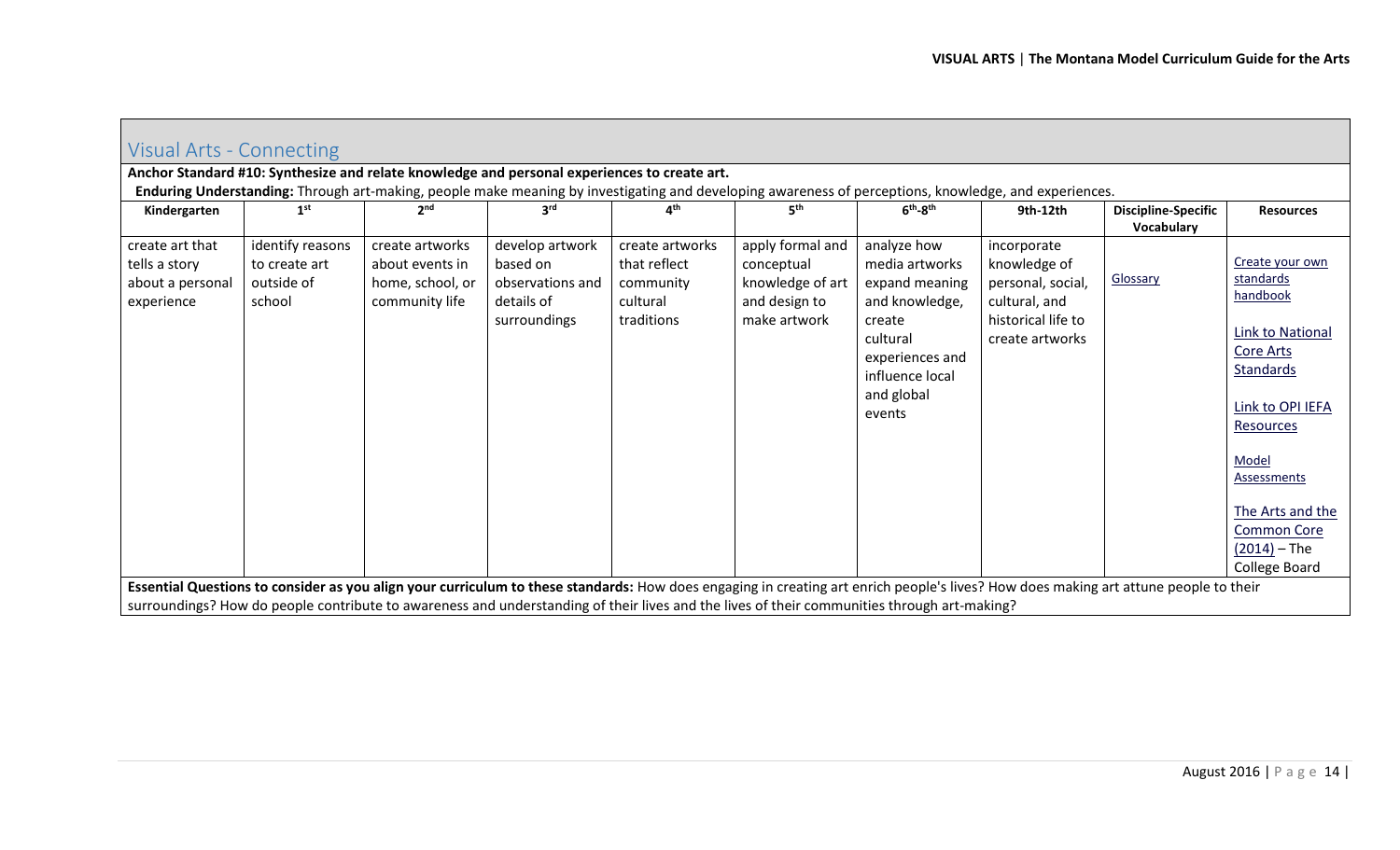## Visual Arts - Connecting

**Anchor Standard #10: Synthesize and relate knowledge and personal experiences to create art.**

**Enduring Understanding:** Through art-making, people make meaning by investigating and developing awareness of perceptions, knowledge, and experiences.

| Kindergarten | 1st | 2nd | 3rd | 4th | 5th | 6th-8th | 9th-12th | Discipline-Specific Vocabulary | Resources |
|---|---|---|---|---|---|---|---|---|---|
| create art that tells a story about a personal experience | identify reasons to create art outside of school | create artworks about events in home, school, or community life | develop artwork based on observations and details of surroundings | create artworks that reflect community cultural traditions | apply formal and conceptual knowledge of art and design to make artwork | analyze how media artworks expand meaning and knowledge, create cultural experiences and influence local and global events | incorporate knowledge of personal, social, cultural, and historical life to create artworks | Glossary | Create your own standards handbook<br><br>Link to National Core Arts Standards<br><br>Link to OPI IEFA Resources<br><br>Model Assessments<br><br>The Arts and the Common Core (2014) – The College Board |

**Essential Questions to consider as you align your curriculum to these standards:** How does engaging in creating art enrich people's lives? How does making art attune people to their surroundings? How do people contribute to awareness and understanding of their lives and the lives of their communities through art-making?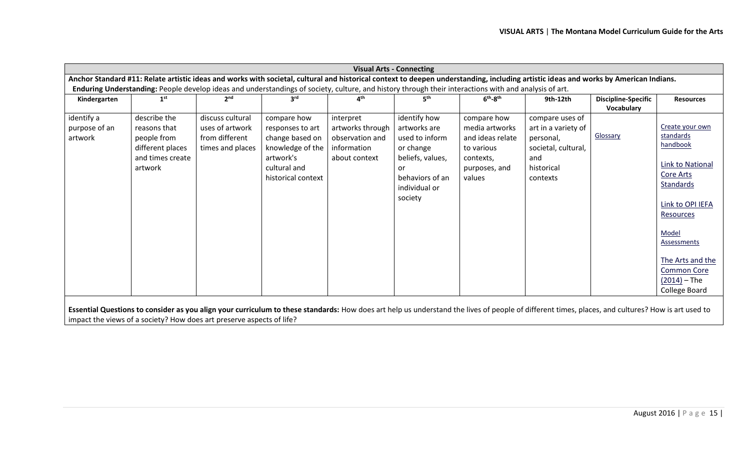| Visual Arts - Connecting | | | | | | | | | |
|---|---|---|---|---|---|---|---|---|---|
| **Anchor Standard #11: Relate artistic ideas and works with societal, cultural and historical context to deepen understanding, including artistic ideas and works by American Indians.** | | | | | | | | | |
| **Enduring Understanding:** People develop ideas and understandings of society, culture, and history through their interactions with and analysis of art. | | | | | | | | | |
| **Kindergarten** | **1st** | **2nd** | **3rd** | **4th** | **5th** | **6th-8th** | **9th-12th** | **Discipline-Specific Vocabulary** | **Resources** |
| identify a purpose of an artwork | describe the reasons that people from different places and times create artwork | discuss cultural uses of artwork from different times and places | compare how responses to art change based on knowledge of the artwork's cultural and historical context | interpret artworks through observation and information about context | identify how artworks are used to inform or change beliefs, values, or behaviors of an individual or society | compare how media artworks and ideas relate to various contexts, purposes, and values | compare uses of art in a variety of personal, societal, cultural, and historical contexts | Glossary | Create your own standards handbook<br><br>Link to National Core Arts Standards<br><br>Link to OPI IEFA Resources<br><br>Model Assessments<br><br>The Arts and the Common Core (2014) – The College Board |
| **Essential Questions to consider as you align your curriculum to these standards:** How does art help us understand the lives of people of different times, places, and cultures? How is art used to impact the views of a society? How does art preserve aspects of life? | | | | | | | | | |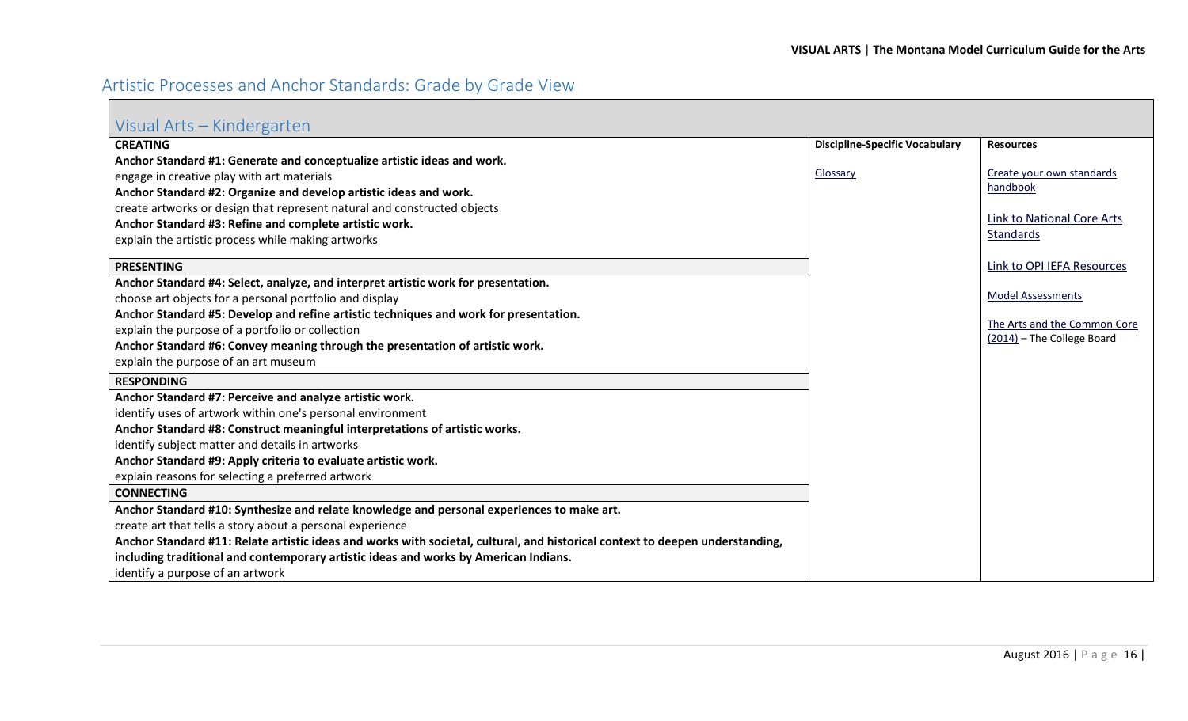## Artistic Processes and Anchor Standards: Grade by Grade View

### Visual Arts – Kindergarten

| CREATING | Discipline-Specific Vocabulary | Resources |
|---|---|---|
| **Anchor Standard #1: Generate and conceptualize artistic ideas and work.**<br>engage in creative play with art materials<br>**Anchor Standard #2: Organize and develop artistic ideas and work.**<br>create artworks or design that represent natural and constructed objects<br>**Anchor Standard #3: Refine and complete artistic work.**<br>explain the artistic process while making artworks | Glossary | Create your own standards handbook<br><br>Link to National Core Arts Standards<br><br>Link to OPI IEFA Resources<br><br>Model Assessments<br><br>The Arts and the Common Core (2014) – The College Board |
| **PRESENTING** | | |
| **Anchor Standard #4: Select, analyze, and interpret artistic work for presentation.**<br>choose art objects for a personal portfolio and display<br>**Anchor Standard #5: Develop and refine artistic techniques and work for presentation.**<br>explain the purpose of a portfolio or collection<br>**Anchor Standard #6: Convey meaning through the presentation of artistic work.**<br>explain the purpose of an art museum | | |
| **RESPONDING** | | |
| **Anchor Standard #7: Perceive and analyze artistic work.**<br>identify uses of artwork within one's personal environment<br>**Anchor Standard #8: Construct meaningful interpretations of artistic works.**<br>identify subject matter and details in artworks<br>**Anchor Standard #9: Apply criteria to evaluate artistic work.**<br>explain reasons for selecting a preferred artwork | | |
| **CONNECTING** | | |
| **Anchor Standard #10: Synthesize and relate knowledge and personal experiences to make art.**<br>create art that tells a story about a personal experience<br>**Anchor Standard #11: Relate artistic ideas and works with societal, cultural, and historical context to deepen understanding, including traditional and contemporary artistic ideas and works by American Indians.**<br>identify a purpose of an artwork | | |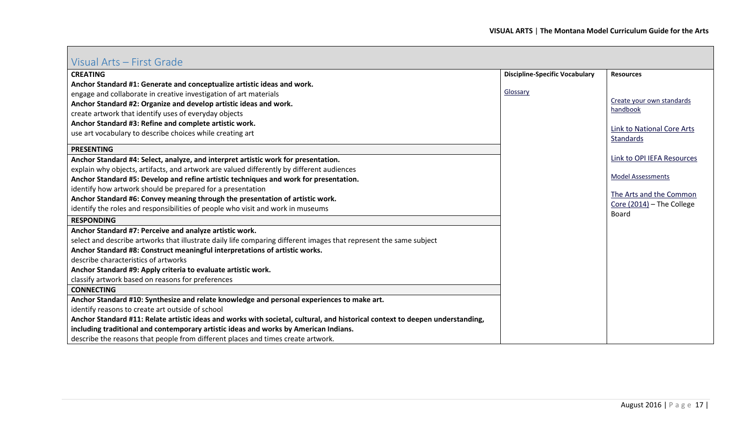## Visual Arts – First Grade

| | Discipline-Specific Vocabulary | Resources |
|---|---|---|
| **CREATING**<br>**Anchor Standard #1: Generate and conceptualize artistic ideas and work.**<br>engage and collaborate in creative investigation of art materials<br>**Anchor Standard #2: Organize and develop artistic ideas and work.**<br>create artwork that identify uses of everyday objects<br>**Anchor Standard #3: Refine and complete artistic work.**<br>use art vocabulary to describe choices while creating art | Glossary | Create your own standards handbook<br><br>Link to National Core Arts Standards<br><br>Link to OPI IEFA Resources<br><br>Model Assessments<br><br>The Arts and the Common Core (2014) – The College Board |
| **PRESENTING**<br>**Anchor Standard #4: Select, analyze, and interpret artistic work for presentation.**<br>explain why objects, artifacts, and artwork are valued differently by different audiences<br>**Anchor Standard #5: Develop and refine artistic techniques and work for presentation.**<br>identify how artwork should be prepared for a presentation<br>**Anchor Standard #6: Convey meaning through the presentation of artistic work.**<br>identify the roles and responsibilities of people who visit and work in museums | | |
| **RESPONDING**<br>**Anchor Standard #7: Perceive and analyze artistic work.**<br>select and describe artworks that illustrate daily life comparing different images that represent the same subject<br>**Anchor Standard #8: Construct meaningful interpretations of artistic works.**<br>describe characteristics of artworks<br>**Anchor Standard #9: Apply criteria to evaluate artistic work.**<br>classify artwork based on reasons for preferences | | |
| **CONNECTING**<br>**Anchor Standard #10: Synthesize and relate knowledge and personal experiences to make art.**<br>identify reasons to create art outside of school<br>**Anchor Standard #11: Relate artistic ideas and works with societal, cultural, and historical context to deepen understanding, including traditional and contemporary artistic ideas and works by American Indians.**<br>describe the reasons that people from different places and times create artwork. | | |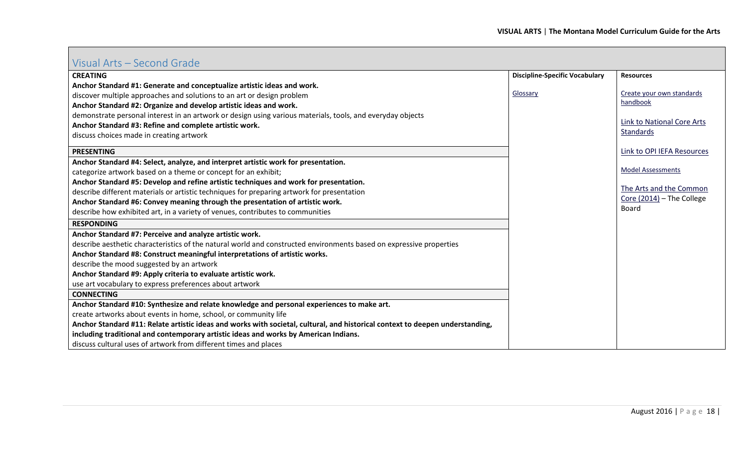## Visual Arts – Second Grade

| CREATING | Discipline-Specific Vocabulary | Resources |
|---|---|---|
| **Anchor Standard #1: Generate and conceptualize artistic ideas and work.**<br>discover multiple approaches and solutions to an art or design problem<br>**Anchor Standard #2: Organize and develop artistic ideas and work.**<br>demonstrate personal interest in an artwork or design using various materials, tools, and everyday objects<br>**Anchor Standard #3: Refine and complete artistic work.**<br>discuss choices made in creating artwork | Glossary | Create your own standards handbook<br><br>Link to National Core Arts Standards<br><br>Link to OPI IEFA Resources<br><br>Model Assessments<br><br>The Arts and the Common Core (2014) – The College Board |
| **PRESENTING** | | |
| **Anchor Standard #4: Select, analyze, and interpret artistic work for presentation.**<br>categorize artwork based on a theme or concept for an exhibit;<br>**Anchor Standard #5: Develop and refine artistic techniques and work for presentation.**<br>describe different materials or artistic techniques for preparing artwork for presentation<br>**Anchor Standard #6: Convey meaning through the presentation of artistic work.**<br>describe how exhibited art, in a variety of venues, contributes to communities | | |
| **RESPONDING** | | |
| **Anchor Standard #7: Perceive and analyze artistic work.**<br>describe aesthetic characteristics of the natural world and constructed environments based on expressive properties<br>**Anchor Standard #8: Construct meaningful interpretations of artistic works.**<br>describe the mood suggested by an artwork<br>**Anchor Standard #9: Apply criteria to evaluate artistic work.**<br>use art vocabulary to express preferences about artwork | | |
| **CONNECTING** | | |
| **Anchor Standard #10: Synthesize and relate knowledge and personal experiences to make art.**<br>create artworks about events in home, school, or community life<br>**Anchor Standard #11: Relate artistic ideas and works with societal, cultural, and historical context to deepen understanding, including traditional and contemporary artistic ideas and works by American Indians.**<br>discuss cultural uses of artwork from different times and places | | |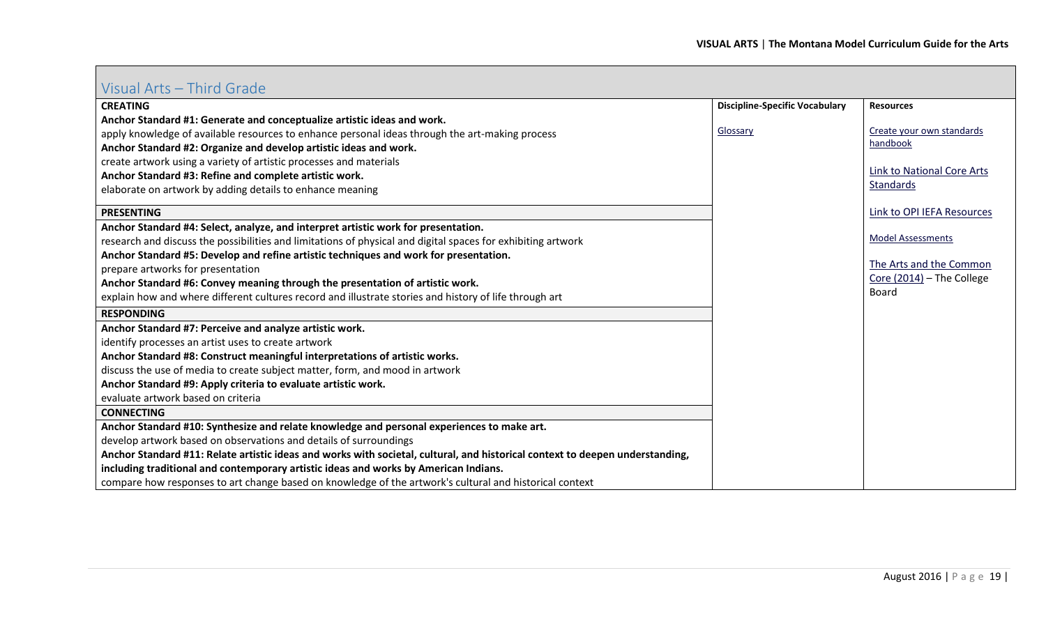## Visual Arts – Third Grade

| CREATING | Discipline-Specific Vocabulary | Resources |
|---|---|---|
| **Anchor Standard #1: Generate and conceptualize artistic ideas and work.**<br>apply knowledge of available resources to enhance personal ideas through the art-making process<br>**Anchor Standard #2: Organize and develop artistic ideas and work.**<br>create artwork using a variety of artistic processes and materials<br>**Anchor Standard #3: Refine and complete artistic work.**<br>elaborate on artwork by adding details to enhance meaning | Glossary | Create your own standards handbook<br><br>Link to National Core Arts Standards<br><br>Link to OPI IEFA Resources<br><br>Model Assessments<br><br>The Arts and the Common Core (2014) – The College Board |
| **PRESENTING** | | |
| **Anchor Standard #4: Select, analyze, and interpret artistic work for presentation.**<br>research and discuss the possibilities and limitations of physical and digital spaces for exhibiting artwork<br>**Anchor Standard #5: Develop and refine artistic techniques and work for presentation.**<br>prepare artworks for presentation<br>**Anchor Standard #6: Convey meaning through the presentation of artistic work.**<br>explain how and where different cultures record and illustrate stories and history of life through art | | |
| **RESPONDING** | | |
| **Anchor Standard #7: Perceive and analyze artistic work.**<br>identify processes an artist uses to create artwork<br>**Anchor Standard #8: Construct meaningful interpretations of artistic works.**<br>discuss the use of media to create subject matter, form, and mood in artwork<br>**Anchor Standard #9: Apply criteria to evaluate artistic work.**<br>evaluate artwork based on criteria | | |
| **CONNECTING** | | |
| **Anchor Standard #10: Synthesize and relate knowledge and personal experiences to make art.**<br>develop artwork based on observations and details of surroundings<br>**Anchor Standard #11: Relate artistic ideas and works with societal, cultural, and historical context to deepen understanding, including traditional and contemporary artistic ideas and works by American Indians.**<br>compare how responses to art change based on knowledge of the artwork's cultural and historical context | | |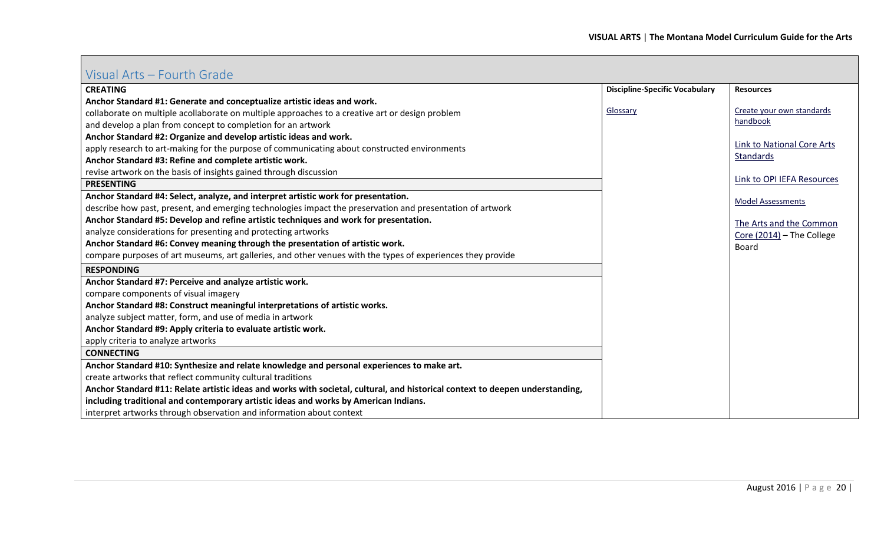## Visual Arts – Fourth Grade

| | Discipline-Specific Vocabulary | Resources |
|---|---|---|
| **CREATING** | | |
| **Anchor Standard #1: Generate and conceptualize artistic ideas and work.** | Glossary | Create your own standards handbook |
| collaborate on multiple acollaborate on multiple approaches to a creative art or design problem and develop a plan from concept to completion for an artwork | | Link to National Core Arts Standards |
| **Anchor Standard #2: Organize and develop artistic ideas and work.** | | Link to OPI IEFA Resources |
| apply research to art-making for the purpose of communicating about constructed environments | | Model Assessments |
| **Anchor Standard #3: Refine and complete artistic work.** | | The Arts and the Common Core (2014) – The College Board |
| revise artwork on the basis of insights gained through discussion | | |
| **PRESENTING** | | |
| **Anchor Standard #4: Select, analyze, and interpret artistic work for presentation.** | | |
| describe how past, present, and emerging technologies impact the preservation and presentation of artwork | | |
| **Anchor Standard #5: Develop and refine artistic techniques and work for presentation.** | | |
| analyze considerations for presenting and protecting artworks | | |
| **Anchor Standard #6: Convey meaning through the presentation of artistic work.** | | |
| compare purposes of art museums, art galleries, and other venues with the types of experiences they provide | | |
| **RESPONDING** | | |
| **Anchor Standard #7: Perceive and analyze artistic work.** | | |
| compare components of visual imagery | | |
| **Anchor Standard #8: Construct meaningful interpretations of artistic works.** | | |
| analyze subject matter, form, and use of media in artwork | | |
| **Anchor Standard #9: Apply criteria to evaluate artistic work.** | | |
| apply criteria to analyze artworks | | |
| **CONNECTING** | | |
| **Anchor Standard #10: Synthesize and relate knowledge and personal experiences to make art.** | | |
| create artworks that reflect community cultural traditions | | |
| **Anchor Standard #11: Relate artistic ideas and works with societal, cultural, and historical context to deepen understanding, including traditional and contemporary artistic ideas and works by American Indians.** | | |
| interpret artworks through observation and information about context | | |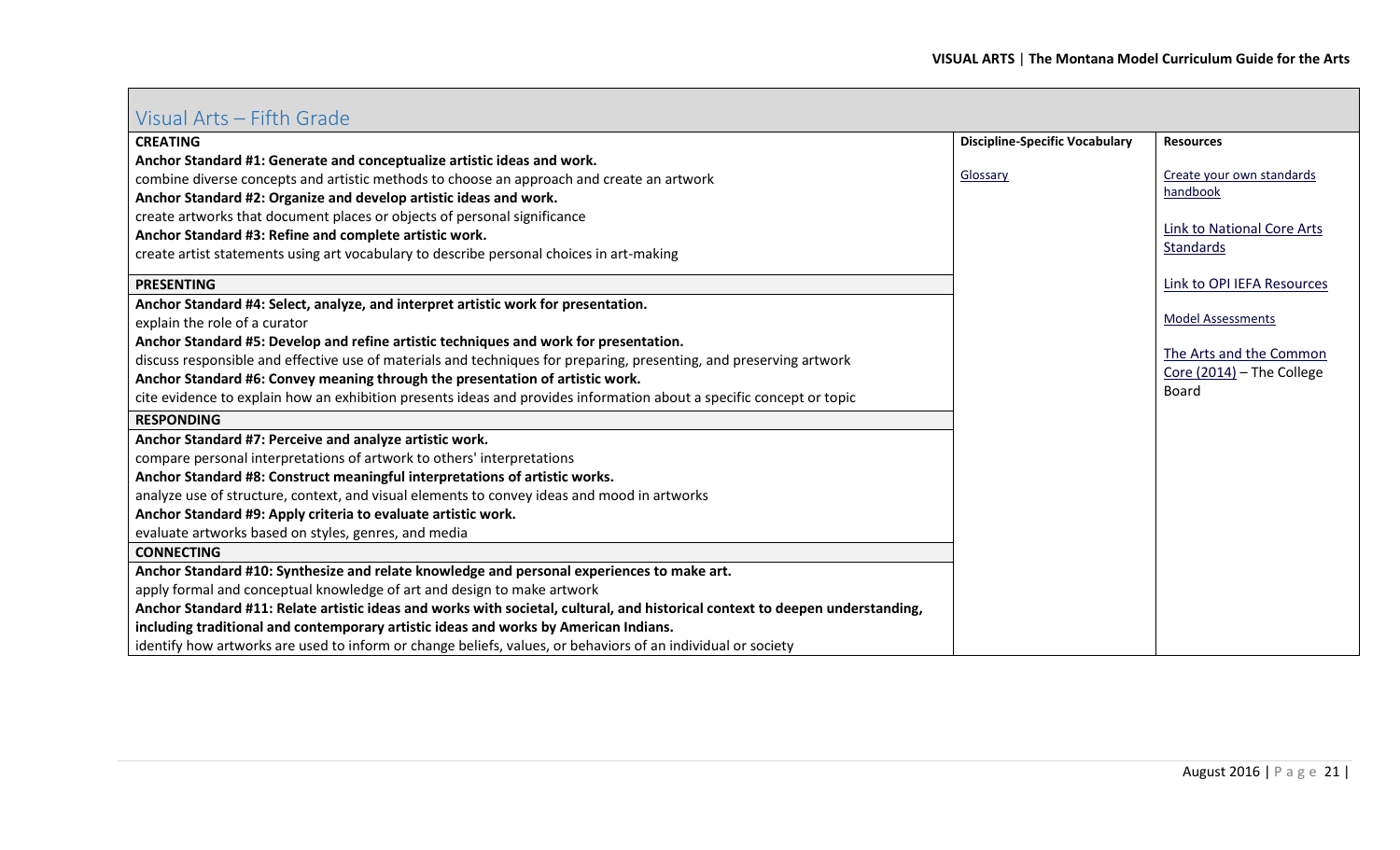## Visual Arts – Fifth Grade

| | Discipline-Specific Vocabulary | Resources |
|---|---|---|
| **CREATING** | Glossary | Create your own standards handbook<br><br>Link to National Core Arts Standards<br><br>Link to OPI IEFA Resources<br><br>Model Assessments<br><br>The Arts and the Common Core (2014) – The College Board |
| **Anchor Standard #1: Generate and conceptualize artistic ideas and work.**<br>combine diverse concepts and artistic methods to choose an approach and create an artwork<br>**Anchor Standard #2: Organize and develop artistic ideas and work.**<br>create artworks that document places or objects of personal significance<br>**Anchor Standard #3: Refine and complete artistic work.**<br>create artist statements using art vocabulary to describe personal choices in art-making | | |
| **PRESENTING** | | |
| **Anchor Standard #4: Select, analyze, and interpret artistic work for presentation.**<br>explain the role of a curator<br>**Anchor Standard #5: Develop and refine artistic techniques and work for presentation.**<br>discuss responsible and effective use of materials and techniques for preparing, presenting, and preserving artwork<br>**Anchor Standard #6: Convey meaning through the presentation of artistic work.**<br>cite evidence to explain how an exhibition presents ideas and provides information about a specific concept or topic | | |
| **RESPONDING** | | |
| **Anchor Standard #7: Perceive and analyze artistic work.**<br>compare personal interpretations of artwork to others' interpretations<br>**Anchor Standard #8: Construct meaningful interpretations of artistic works.**<br>analyze use of structure, context, and visual elements to convey ideas and mood in artworks<br>**Anchor Standard #9: Apply criteria to evaluate artistic work.**<br>evaluate artworks based on styles, genres, and media | | |
| **CONNECTING** | | |
| **Anchor Standard #10: Synthesize and relate knowledge and personal experiences to make art.**<br>apply formal and conceptual knowledge of art and design to make artwork<br>**Anchor Standard #11: Relate artistic ideas and works with societal, cultural, and historical context to deepen understanding, including traditional and contemporary artistic ideas and works by American Indians.**<br>identify how artworks are used to inform or change beliefs, values, or behaviors of an individual or society | | |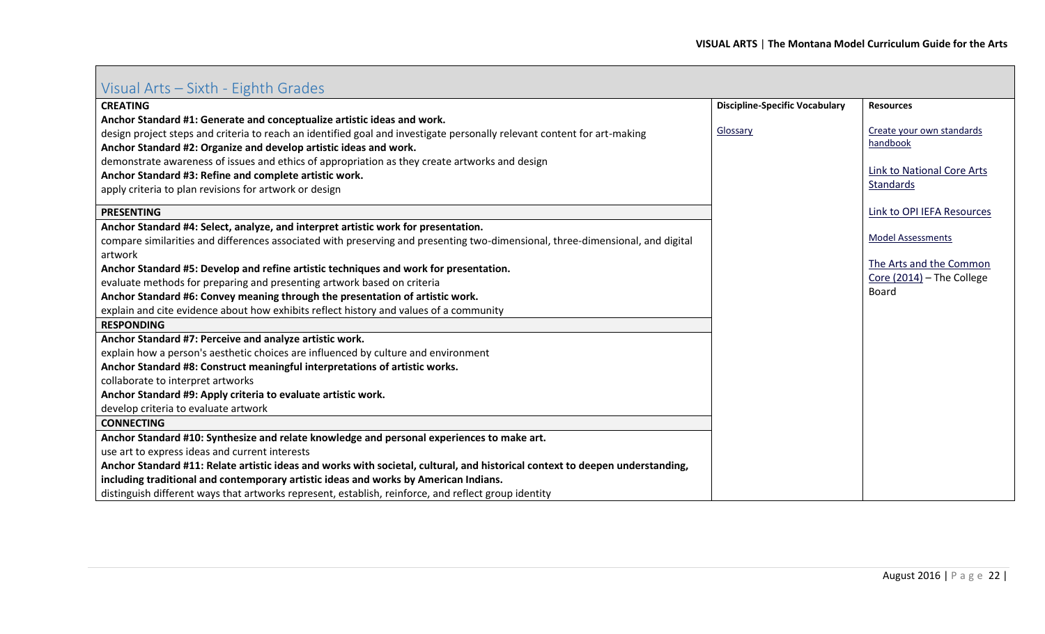## Visual Arts – Sixth - Eighth Grades

| CREATING | Discipline-Specific Vocabulary | Resources |
|---|---|---|
| **Anchor Standard #1: Generate and conceptualize artistic ideas and work.**<br>design project steps and criteria to reach an identified goal and investigate personally relevant content for art-making<br>**Anchor Standard #2: Organize and develop artistic ideas and work.**<br>demonstrate awareness of issues and ethics of appropriation as they create artworks and design<br>**Anchor Standard #3: Refine and complete artistic work.**<br>apply criteria to plan revisions for artwork or design | Glossary | Create your own standards handbook<br><br>Link to National Core Arts Standards<br><br>Link to OPI IEFA Resources<br><br>Model Assessments<br><br>The Arts and the Common Core (2014) – The College Board |
| **PRESENTING** | | |
| **Anchor Standard #4: Select, analyze, and interpret artistic work for presentation.**<br>compare similarities and differences associated with preserving and presenting two-dimensional, three-dimensional, and digital artwork<br>**Anchor Standard #5: Develop and refine artistic techniques and work for presentation.**<br>evaluate methods for preparing and presenting artwork based on criteria<br>**Anchor Standard #6: Convey meaning through the presentation of artistic work.**<br>explain and cite evidence about how exhibits reflect history and values of a community | | |
| **RESPONDING** | | |
| **Anchor Standard #7: Perceive and analyze artistic work.**<br>explain how a person's aesthetic choices are influenced by culture and environment<br>**Anchor Standard #8: Construct meaningful interpretations of artistic works.**<br>collaborate to interpret artworks<br>**Anchor Standard #9: Apply criteria to evaluate artistic work.**<br>develop criteria to evaluate artwork | | |
| **CONNECTING** | | |
| **Anchor Standard #10: Synthesize and relate knowledge and personal experiences to make art.**<br>use art to express ideas and current interests<br>**Anchor Standard #11: Relate artistic ideas and works with societal, cultural, and historical context to deepen understanding, including traditional and contemporary artistic ideas and works by American Indians.**<br>distinguish different ways that artworks represent, establish, reinforce, and reflect group identity | | |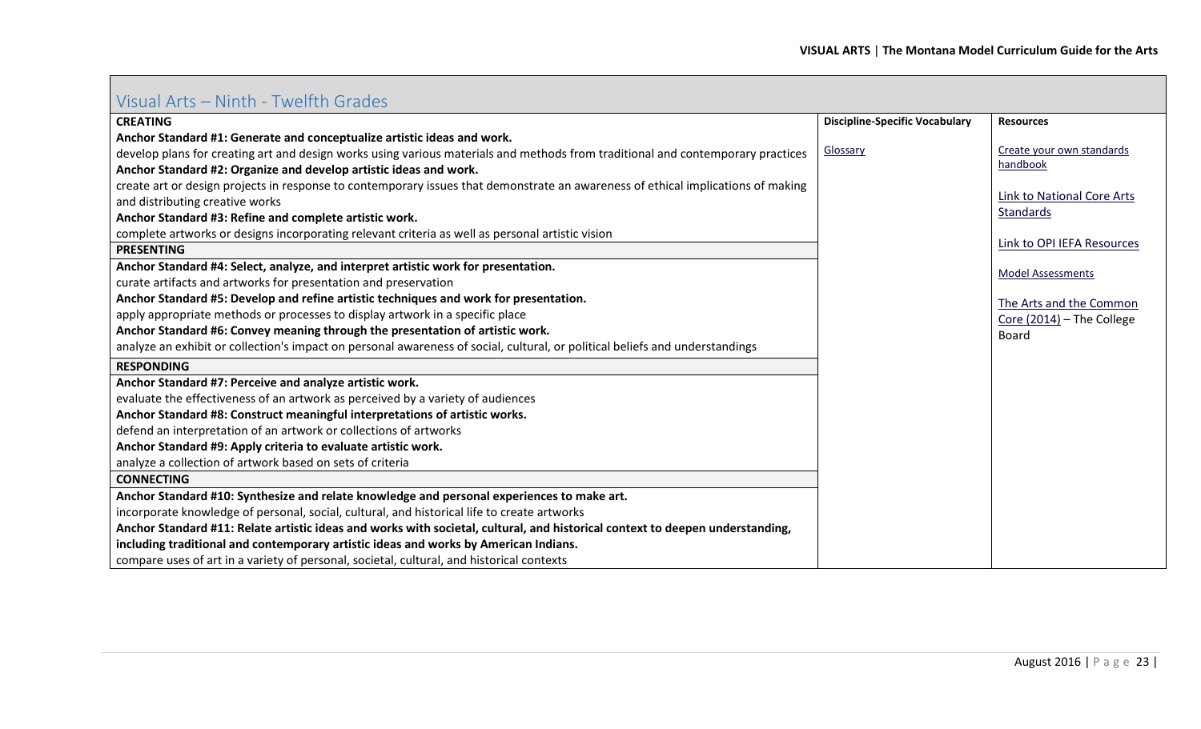## Visual Arts – Ninth - Twelfth Grades

| CREATING | Discipline-Specific Vocabulary | Resources |
|---|---|---|
| **Anchor Standard #1: Generate and conceptualize artistic ideas and work.**<br>develop plans for creating art and design works using various materials and methods from traditional and contemporary practices<br>**Anchor Standard #2: Organize and develop artistic ideas and work.**<br>create art or design projects in response to contemporary issues that demonstrate an awareness of ethical implications of making and distributing creative works<br>**Anchor Standard #3: Refine and complete artistic work.**<br>complete artworks or designs incorporating relevant criteria as well as personal artistic vision | Glossary | Create your own standards handbook<br><br>Link to National Core Arts Standards<br><br>Link to OPI IEFA Resources<br><br>Model Assessments<br><br>The Arts and the Common Core (2014) – The College Board |
| **PRESENTING** | | |
| **Anchor Standard #4: Select, analyze, and interpret artistic work for presentation.**<br>curate artifacts and artworks for presentation and preservation<br>**Anchor Standard #5: Develop and refine artistic techniques and work for presentation.**<br>apply appropriate methods or processes to display artwork in a specific place<br>**Anchor Standard #6: Convey meaning through the presentation of artistic work.**<br>analyze an exhibit or collection's impact on personal awareness of social, cultural, or political beliefs and understandings | | |
| **RESPONDING** | | |
| **Anchor Standard #7: Perceive and analyze artistic work.**<br>evaluate the effectiveness of an artwork as perceived by a variety of audiences<br>**Anchor Standard #8: Construct meaningful interpretations of artistic works.**<br>defend an interpretation of an artwork or collections of artworks<br>**Anchor Standard #9: Apply criteria to evaluate artistic work.**<br>analyze a collection of artwork based on sets of criteria | | |
| **CONNECTING** | | |
| **Anchor Standard #10: Synthesize and relate knowledge and personal experiences to make art.**<br>incorporate knowledge of personal, social, cultural, and historical life to create artworks<br>**Anchor Standard #11: Relate artistic ideas and works with societal, cultural, and historical context to deepen understanding, including traditional and contemporary artistic ideas and works by American Indians.**<br>compare uses of art in a variety of personal, societal, cultural, and historical contexts | | |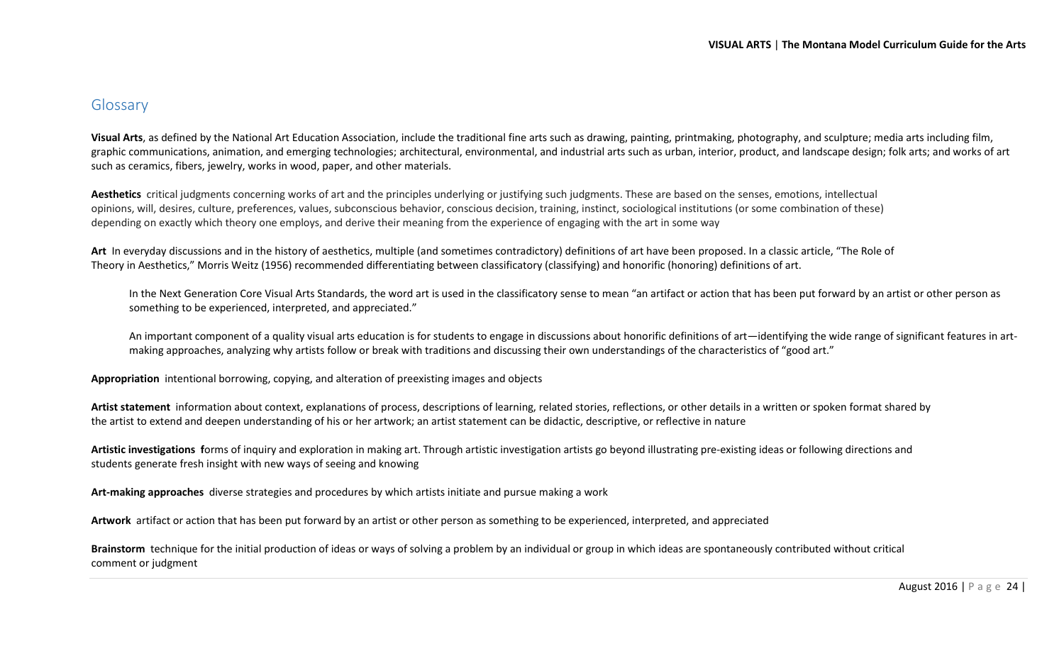## Glossary

**Visual Arts**, as defined by the National Art Education Association, include the traditional fine arts such as drawing, painting, printmaking, photography, and sculpture; media arts including film, graphic communications, animation, and emerging technologies; architectural, environmental, and industrial arts such as urban, interior, product, and landscape design; folk arts; and works of art such as ceramics, fibers, jewelry, works in wood, paper, and other materials.

**Aesthetics** critical judgments concerning works of art and the principles underlying or justifying such judgments. These are based on the senses, emotions, intellectual opinions, will, desires, culture, preferences, values, subconscious behavior, conscious decision, training, instinct, sociological institutions (or some combination of these) depending on exactly which theory one employs, and derive their meaning from the experience of engaging with the art in some way

**Art** In everyday discussions and in the history of aesthetics, multiple (and sometimes contradictory) definitions of art have been proposed. In a classic article, "The Role of Theory in Aesthetics," Morris Weitz (1956) recommended differentiating between classificatory (classifying) and honorific (honoring) definitions of art.

> In the Next Generation Core Visual Arts Standards, the word art is used in the classificatory sense to mean "an artifact or action that has been put forward by an artist or other person as something to be experienced, interpreted, and appreciated."
>
> An important component of a quality visual arts education is for students to engage in discussions about honorific definitions of art—identifying the wide range of significant features in art-making approaches, analyzing why artists follow or break with traditions and discussing their own understandings of the characteristics of "good art."

**Appropriation** intentional borrowing, copying, and alteration of preexisting images and objects

**Artist statement** information about context, explanations of process, descriptions of learning, related stories, reflections, or other details in a written or spoken format shared by the artist to extend and deepen understanding of his or her artwork; an artist statement can be didactic, descriptive, or reflective in nature

**Artistic investigations** **f**orms of inquiry and exploration in making art. Through artistic investigation artists go beyond illustrating pre-existing ideas or following directions and students generate fresh insight with new ways of seeing and knowing

**Art-making approaches** diverse strategies and procedures by which artists initiate and pursue making a work

**Artwork** artifact or action that has been put forward by an artist or other person as something to be experienced, interpreted, and appreciated

**Brainstorm** technique for the initial production of ideas or ways of solving a problem by an individual or group in which ideas are spontaneously contributed without critical comment or judgment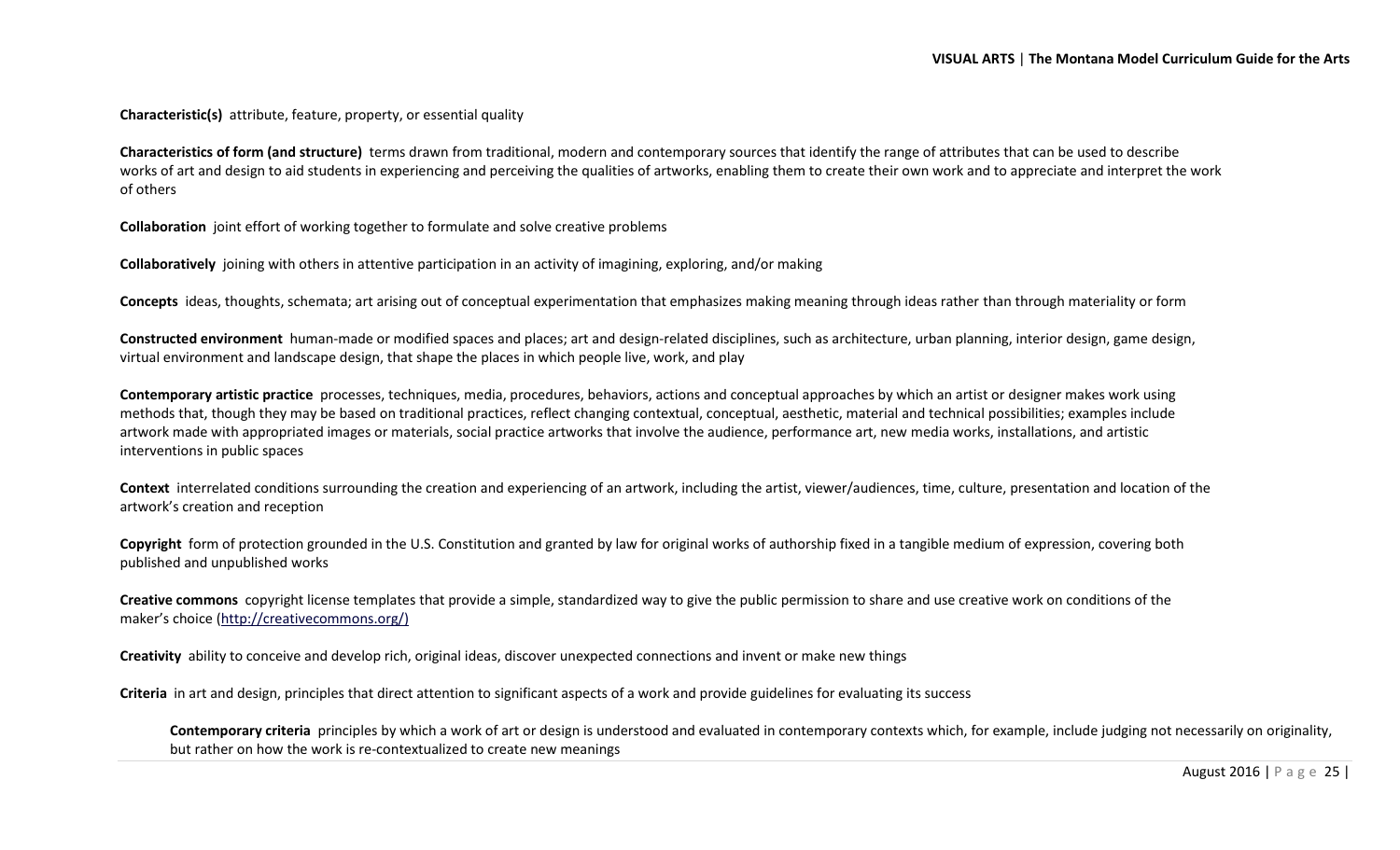**Characteristic(s)** attribute, feature, property, or essential quality

**Characteristics of form (and structure)** terms drawn from traditional, modern and contemporary sources that identify the range of attributes that can be used to describe works of art and design to aid students in experiencing and perceiving the qualities of artworks, enabling them to create their own work and to appreciate and interpret the work of others

**Collaboration** joint effort of working together to formulate and solve creative problems

**Collaboratively** joining with others in attentive participation in an activity of imagining, exploring, and/or making

**Concepts** ideas, thoughts, schemata; art arising out of conceptual experimentation that emphasizes making meaning through ideas rather than through materiality or form

**Constructed environment** human-made or modified spaces and places; art and design-related disciplines, such as architecture, urban planning, interior design, game design, virtual environment and landscape design, that shape the places in which people live, work, and play

**Contemporary artistic practice** processes, techniques, media, procedures, behaviors, actions and conceptual approaches by which an artist or designer makes work using methods that, though they may be based on traditional practices, reflect changing contextual, conceptual, aesthetic, material and technical possibilities; examples include artwork made with appropriated images or materials, social practice artworks that involve the audience, performance art, new media works, installations, and artistic interventions in public spaces

**Context** interrelated conditions surrounding the creation and experiencing of an artwork, including the artist, viewer/audiences, time, culture, presentation and location of the artwork's creation and reception

**Copyright** form of protection grounded in the U.S. Constitution and granted by law for original works of authorship fixed in a tangible medium of expression, covering both published and unpublished works

**Creative commons** copyright license templates that provide a simple, standardized way to give the public permission to share and use creative work on conditions of the maker's choice (http://creativecommons.org/)

**Creativity** ability to conceive and develop rich, original ideas, discover unexpected connections and invent or make new things

**Criteria** in art and design, principles that direct attention to significant aspects of a work and provide guidelines for evaluating its success

> **Contemporary criteria** principles by which a work of art or design is understood and evaluated in contemporary contexts which, for example, include judging not necessarily on originality, but rather on how the work is re-contextualized to create new meanings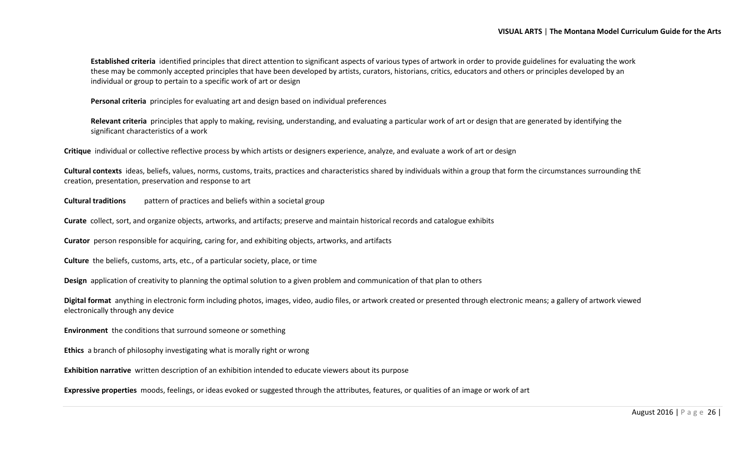**Established criteria** identified principles that direct attention to significant aspects of various types of artwork in order to provide guidelines for evaluating the work these may be commonly accepted principles that have been developed by artists, curators, historians, critics, educators and others or principles developed by an individual or group to pertain to a specific work of art or design

**Personal criteria** principles for evaluating art and design based on individual preferences

**Relevant criteria** principles that apply to making, revising, understanding, and evaluating a particular work of art or design that are generated by identifying the significant characteristics of a work

**Critique** individual or collective reflective process by which artists or designers experience, analyze, and evaluate a work of art or design

**Cultural contexts** ideas, beliefs, values, norms, customs, traits, practices and characteristics shared by individuals within a group that form the circumstances surrounding thE creation, presentation, preservation and response to art

**Cultural traditions** pattern of practices and beliefs within a societal group

**Curate** collect, sort, and organize objects, artworks, and artifacts; preserve and maintain historical records and catalogue exhibits

**Curator** person responsible for acquiring, caring for, and exhibiting objects, artworks, and artifacts

**Culture** the beliefs, customs, arts, etc., of a particular society, place, or time

**Design** application of creativity to planning the optimal solution to a given problem and communication of that plan to others

**Digital format** anything in electronic form including photos, images, video, audio files, or artwork created or presented through electronic means; a gallery of artwork viewed electronically through any device

**Environment** the conditions that surround someone or something

**Ethics** a branch of philosophy investigating what is morally right or wrong

**Exhibition narrative** written description of an exhibition intended to educate viewers about its purpose

**Expressive properties** moods, feelings, or ideas evoked or suggested through the attributes, features, or qualities of an image or work of art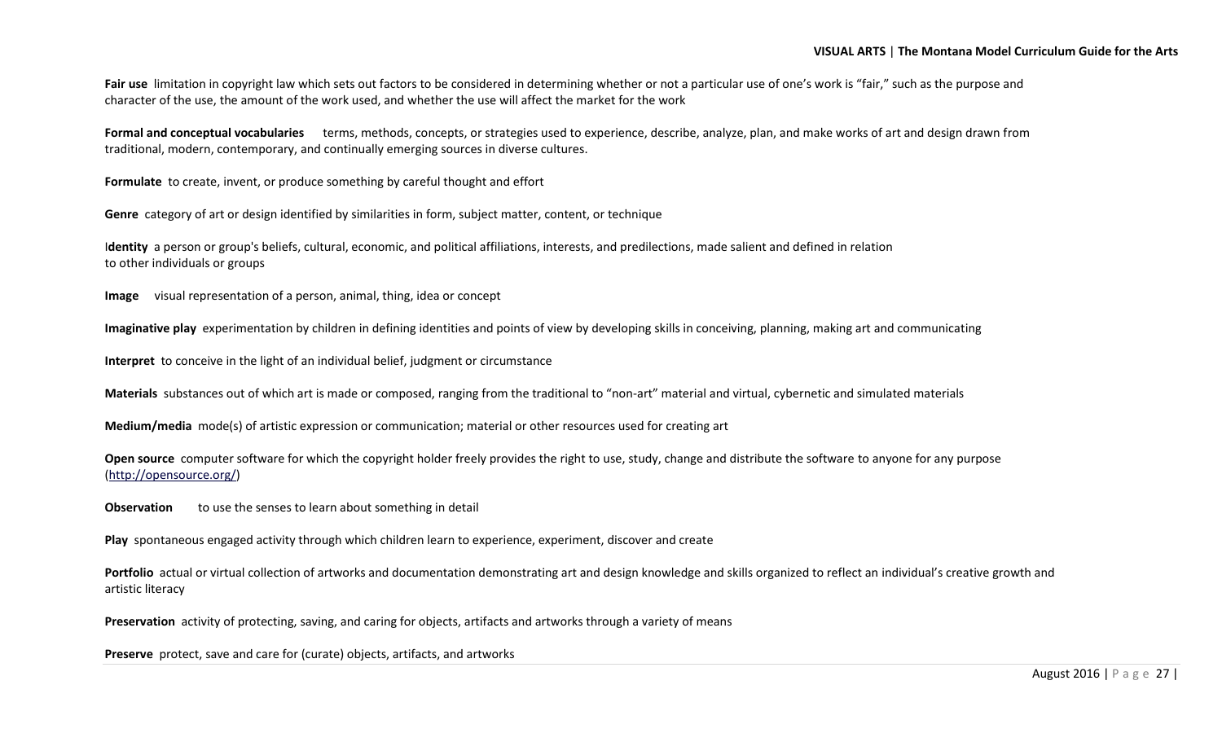**Fair use** limitation in copyright law which sets out factors to be considered in determining whether or not a particular use of one's work is "fair," such as the purpose and character of the use, the amount of the work used, and whether the use will affect the market for the work

**Formal and conceptual vocabularies** terms, methods, concepts, or strategies used to experience, describe, analyze, plan, and make works of art and design drawn from traditional, modern, contemporary, and continually emerging sources in diverse cultures.

**Formulate** to create, invent, or produce something by careful thought and effort

**Genre** category of art or design identified by similarities in form, subject matter, content, or technique

I**dentity** a person or group's beliefs, cultural, economic, and political affiliations, interests, and predilections, made salient and defined in relation to other individuals or groups

**Image** visual representation of a person, animal, thing, idea or concept

**Imaginative play** experimentation by children in defining identities and points of view by developing skills in conceiving, planning, making art and communicating

**Interpret** to conceive in the light of an individual belief, judgment or circumstance

**Materials** substances out of which art is made or composed, ranging from the traditional to "non-art" material and virtual, cybernetic and simulated materials

**Medium/media** mode(s) of artistic expression or communication; material or other resources used for creating art

**Open source** computer software for which the copyright holder freely provides the right to use, study, change and distribute the software to anyone for any purpose (http://opensource.org/)

**Observation** to use the senses to learn about something in detail

**Play** spontaneous engaged activity through which children learn to experience, experiment, discover and create

**Portfolio** actual or virtual collection of artworks and documentation demonstrating art and design knowledge and skills organized to reflect an individual's creative growth and artistic literacy

**Preservation** activity of protecting, saving, and caring for objects, artifacts and artworks through a variety of means

**Preserve** protect, save and care for (curate) objects, artifacts, and artworks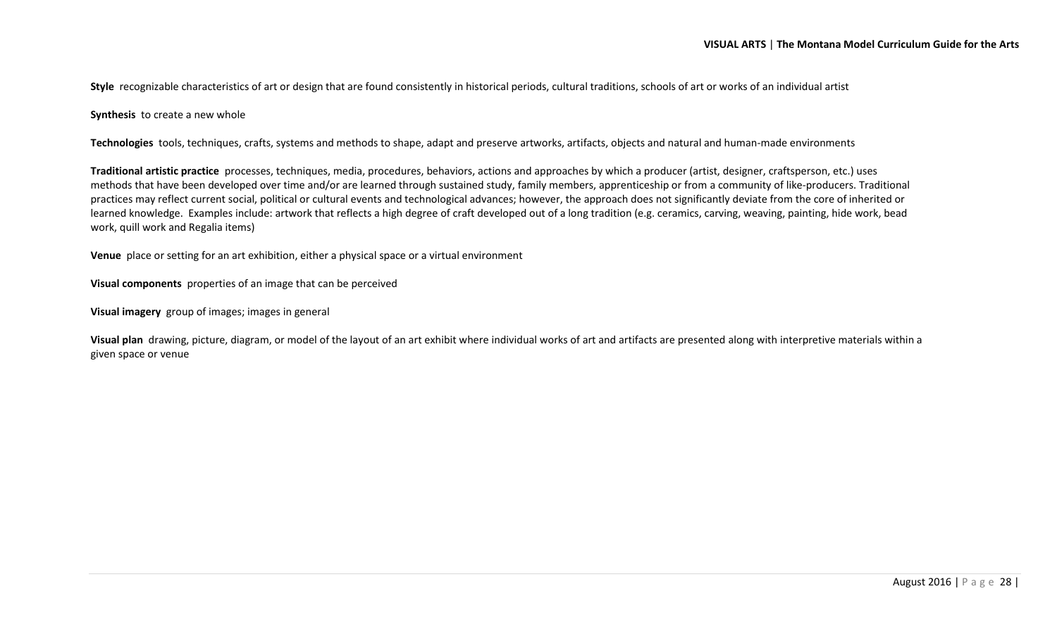**Style** recognizable characteristics of art or design that are found consistently in historical periods, cultural traditions, schools of art or works of an individual artist

**Synthesis** to create a new whole

**Technologies** tools, techniques, crafts, systems and methods to shape, adapt and preserve artworks, artifacts, objects and natural and human-made environments

**Traditional artistic practice** processes, techniques, media, procedures, behaviors, actions and approaches by which a producer (artist, designer, craftsperson, etc.) uses methods that have been developed over time and/or are learned through sustained study, family members, apprenticeship or from a community of like-producers. Traditional practices may reflect current social, political or cultural events and technological advances; however, the approach does not significantly deviate from the core of inherited or learned knowledge. Examples include: artwork that reflects a high degree of craft developed out of a long tradition (e.g. ceramics, carving, weaving, painting, hide work, bead work, quill work and Regalia items)

**Venue** place or setting for an art exhibition, either a physical space or a virtual environment

**Visual components** properties of an image that can be perceived

**Visual imagery** group of images; images in general

**Visual plan** drawing, picture, diagram, or model of the layout of an art exhibit where individual works of art and artifacts are presented along with interpretive materials within a given space or venue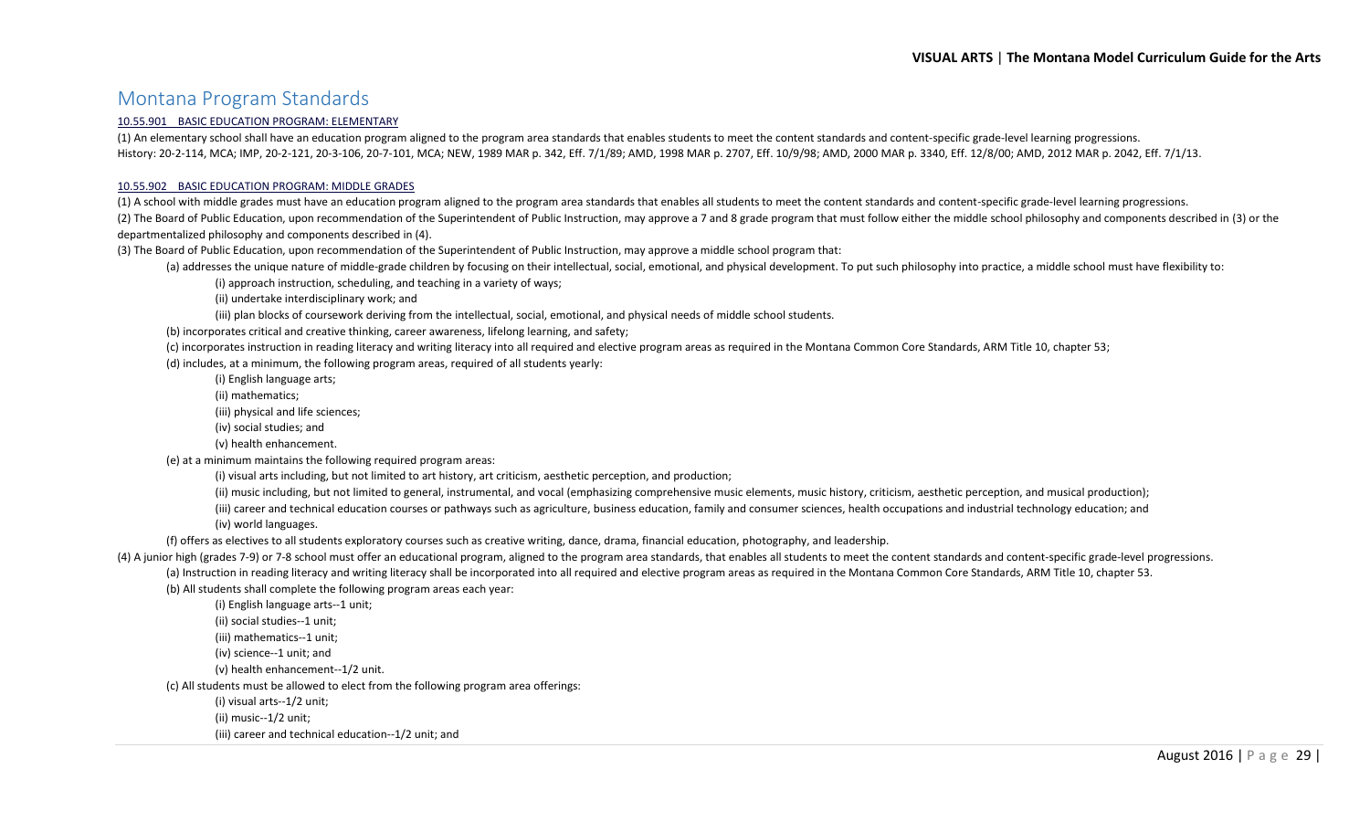# Montana Program Standards

10.55.901 BASIC EDUCATION PROGRAM: ELEMENTARY

(1) An elementary school shall have an education program aligned to the program area standards that enables students to meet the content standards and content-specific grade-level learning progressions.
History: 20-2-114, MCA; IMP, 20-2-121, 20-3-106, 20-7-101, MCA; NEW, 1989 MAR p. 342, Eff. 7/1/89; AMD, 1998 MAR p. 2707, Eff. 10/9/98; AMD, 2000 MAR p. 3340, Eff. 12/8/00; AMD, 2012 MAR p. 2042, Eff. 7/1/13.

10.55.902 BASIC EDUCATION PROGRAM: MIDDLE GRADES

(1) A school with middle grades must have an education program aligned to the program area standards that enables all students to meet the content standards and content-specific grade-level learning progressions.

(2) The Board of Public Education, upon recommendation of the Superintendent of Public Instruction, may approve a 7 and 8 grade program that must follow either the middle school philosophy and components described in (3) or the departmentalized philosophy and components described in (4).

(3) The Board of Public Education, upon recommendation of the Superintendent of Public Instruction, may approve a middle school program that:

- (a) addresses the unique nature of middle-grade children by focusing on their intellectual, social, emotional, and physical development. To put such philosophy into practice, a middle school must have flexibility to:
  - (i) approach instruction, scheduling, and teaching in a variety of ways;
  - (ii) undertake interdisciplinary work; and
  - (iii) plan blocks of coursework deriving from the intellectual, social, emotional, and physical needs of middle school students.
- (b) incorporates critical and creative thinking, career awareness, lifelong learning, and safety;
- (c) incorporates instruction in reading literacy and writing literacy into all required and elective program areas as required in the Montana Common Core Standards, ARM Title 10, chapter 53;
- (d) includes, at a minimum, the following program areas, required of all students yearly:
  - (i) English language arts;
  - (ii) mathematics;
  - (iii) physical and life sciences;
  - (iv) social studies; and
  - (v) health enhancement.
- (e) at a minimum maintains the following required program areas:
  - (i) visual arts including, but not limited to art history, art criticism, aesthetic perception, and production;
  - (ii) music including, but not limited to general, instrumental, and vocal (emphasizing comprehensive music elements, music history, criticism, aesthetic perception, and musical production);
  - (iii) career and technical education courses or pathways such as agriculture, business education, family and consumer sciences, health occupations and industrial technology education; and
  - (iv) world languages.
- (f) offers as electives to all students exploratory courses such as creative writing, dance, drama, financial education, photography, and leadership.

(4) A junior high (grades 7-9) or 7-8 school must offer an educational program, aligned to the program area standards, that enables all students to meet the content standards and content-specific grade-level progressions.

- (a) Instruction in reading literacy and writing literacy shall be incorporated into all required and elective program areas as required in the Montana Common Core Standards, ARM Title 10, chapter 53.
- (b) All students shall complete the following program areas each year:
  - (i) English language arts--1 unit;
  - (ii) social studies--1 unit;
  - (iii) mathematics--1 unit;
  - (iv) science--1 unit; and
  - (v) health enhancement--1/2 unit.
- (c) All students must be allowed to elect from the following program area offerings:
  - (i) visual arts--1/2 unit;
  - (ii) music--1/2 unit;
  - (iii) career and technical education--1/2 unit; and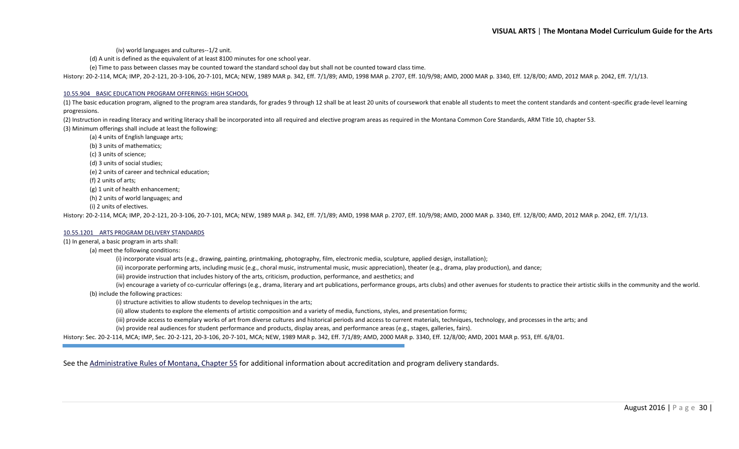(iv) world languages and cultures--1/2 unit.

(d) A unit is defined as the equivalent of at least 8100 minutes for one school year.

(e) Time to pass between classes may be counted toward the standard school day but shall not be counted toward class time.

History: 20-2-114, MCA; IMP, 20-2-121, 20-3-106, 20-7-101, MCA; NEW, 1989 MAR p. 342, Eff. 7/1/89; AMD, 1998 MAR p. 2707, Eff. 10/9/98; AMD, 2000 MAR p. 3340, Eff. 12/8/00; AMD, 2012 MAR p. 2042, Eff. 7/1/13.

### 10.55.904 BASIC EDUCATION PROGRAM OFFERINGS: HIGH SCHOOL

(1) The basic education program, aligned to the program area standards, for grades 9 through 12 shall be at least 20 units of coursework that enable all students to meet the content standards and content-specific grade-level learning progressions.

(2) Instruction in reading literacy and writing literacy shall be incorporated into all required and elective program areas as required in the Montana Common Core Standards, ARM Title 10, chapter 53.

(3) Minimum offerings shall include at least the following:

(a) 4 units of English language arts;

(b) 3 units of mathematics;

(c) 3 units of science;

(d) 3 units of social studies;

(e) 2 units of career and technical education;

(f) 2 units of arts;

(g) 1 unit of health enhancement;

(h) 2 units of world languages; and

(i) 2 units of electives.

History: 20-2-114, MCA; IMP, 20-2-121, 20-3-106, 20-7-101, MCA; NEW, 1989 MAR p. 342, Eff. 7/1/89; AMD, 1998 MAR p. 2707, Eff. 10/9/98; AMD, 2000 MAR p. 3340, Eff. 12/8/00; AMD, 2012 MAR p. 2042, Eff. 7/1/13.

### 10.55.1201 ARTS PROGRAM DELIVERY STANDARDS

(1) In general, a basic program in arts shall:

(a) meet the following conditions:

(i) incorporate visual arts (e.g., drawing, painting, printmaking, photography, film, electronic media, sculpture, applied design, installation);

(ii) incorporate performing arts, including music (e.g., choral music, instrumental music, music appreciation), theater (e.g., drama, play production), and dance;

(iii) provide instruction that includes history of the arts, criticism, production, performance, and aesthetics; and

(iv) encourage a variety of co-curricular offerings (e.g., drama, literary and art publications, performance groups, arts clubs) and other avenues for students to practice their artistic skills in the community and the world.

(b) include the following practices:

(i) structure activities to allow students to develop techniques in the arts;

(ii) allow students to explore the elements of artistic composition and a variety of media, functions, styles, and presentation forms;

(iii) provide access to exemplary works of art from diverse cultures and historical periods and access to current materials, techniques, technology, and processes in the arts; and

(iv) provide real audiences for student performance and products, display areas, and performance areas (e.g., stages, galleries, fairs).

History: Sec. 20-2-114, MCA; IMP, Sec. 20-2-121, 20-3-106, 20-7-101, MCA; NEW, 1989 MAR p. 342, Eff. 7/1/89; AMD, 2000 MAR p. 3340, Eff. 12/8/00; AMD, 2001 MAR p. 953, Eff. 6/8/01.

---

See the Administrative Rules of Montana, Chapter 55 for additional information about accreditation and program delivery standards.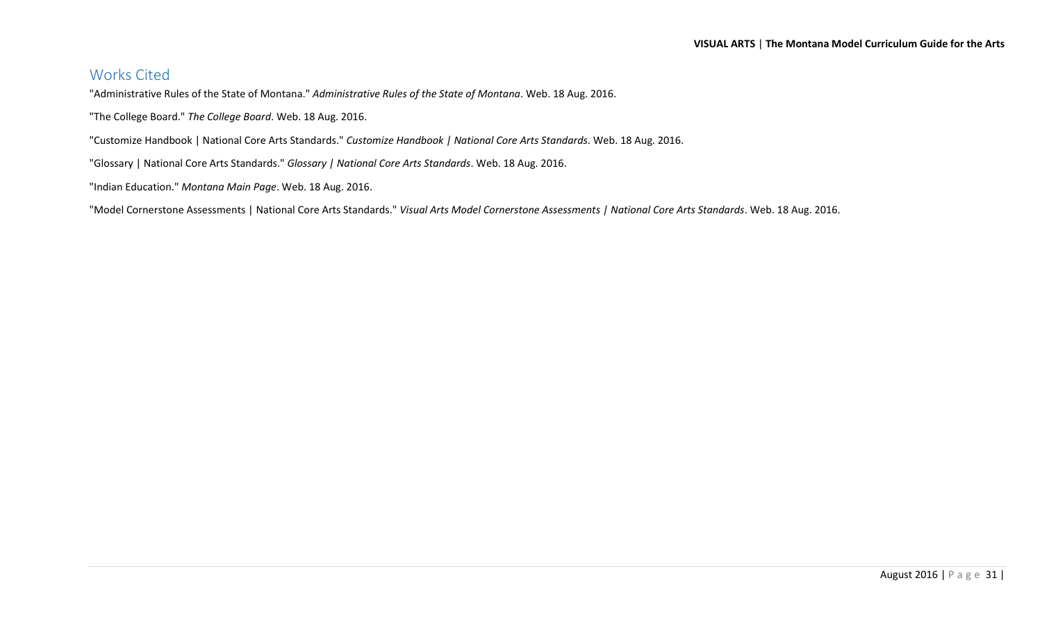## Works Cited

"Administrative Rules of the State of Montana." *Administrative Rules of the State of Montana*. Web. 18 Aug. 2016.

"The College Board." *The College Board*. Web. 18 Aug. 2016.

"Customize Handbook | National Core Arts Standards." *Customize Handbook | National Core Arts Standards*. Web. 18 Aug. 2016.

"Glossary | National Core Arts Standards." *Glossary | National Core Arts Standards*. Web. 18 Aug. 2016.

"Indian Education." *Montana Main Page*. Web. 18 Aug. 2016.

"Model Cornerstone Assessments | National Core Arts Standards." *Visual Arts Model Cornerstone Assessments | National Core Arts Standards*. Web. 18 Aug. 2016.